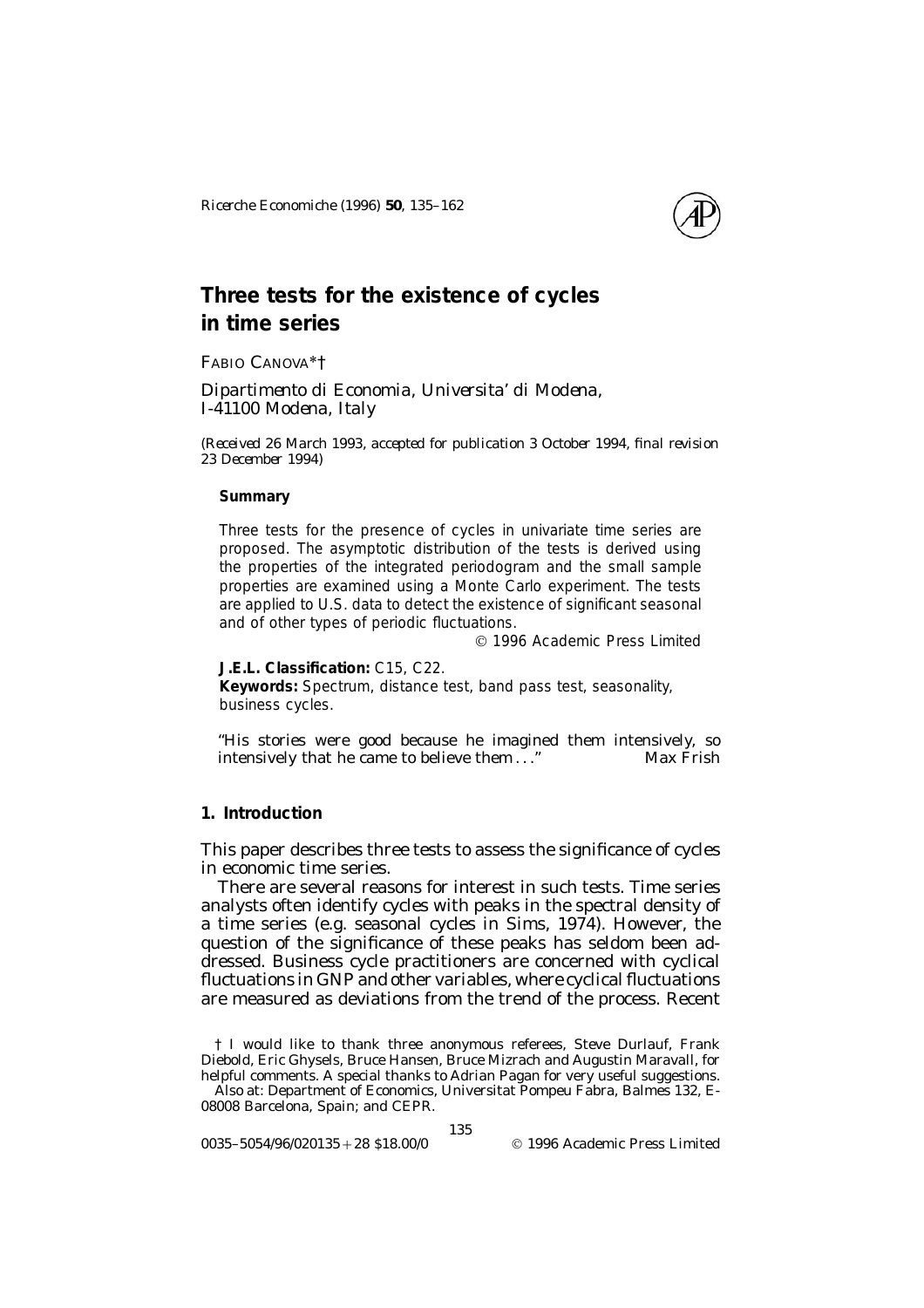# Three tests for the existence of cycles in time series

FABIO CANOVA*†

*Dipartimento di Economia, Universita' di Modena, I-41100 Modena, Italy*

*(Received 26 March 1993, accepted for publication 3 October 1994, final revision 23 December 1994)*

**Summary**

Three tests for the presence of cycles in univariate time series are proposed. The asymptotic distribution of the tests is derived using the properties of the integrated periodogram and the small sample properties are examined using a Monte Carlo experiment. The tests are applied to U.S. data to detect the existence of significant seasonal and of other types of periodic fluctuations.

© 1996 Academic Press Limited

**J.E.L. Classification:** C15, C22.

**Keywords:** Spectrum, distance test, band pass test, seasonality, business cycles.

"His stories were good because he imagined them intensively, so intensively that he came to believe them . . ." Max Frish

## 1. Introduction

This paper describes three tests to assess the significance of cycles in economic time series.

There are several reasons for interest in such tests. Time series analysts often identify cycles with peaks in the spectral density of a time series (e.g. seasonal cycles in Sims, 1974). However, the question of the significance of these peaks has seldom been addressed. Business cycle practitioners are concerned with cyclical fluctuations in GNP and other variables, where cyclical fluctuations are measured as deviations from the trend of the process. Recent

† I would like to thank three anonymous referees, Steve Durlauf, Frank Diebold, Eric Ghysels, Bruce Hansen, Bruce Mizrach and Augustin Maravall, for helpful comments. A special thanks to Adrian Pagan for very useful suggestions.

Also at: Department of Economics, Universitat Pompeu Fabra, Balmes 132, E-08008 Barcelona, Spain; and CEPR.

0035–5054/96/020135 + 28 $18.00/0 © 1996 Academic Press Limited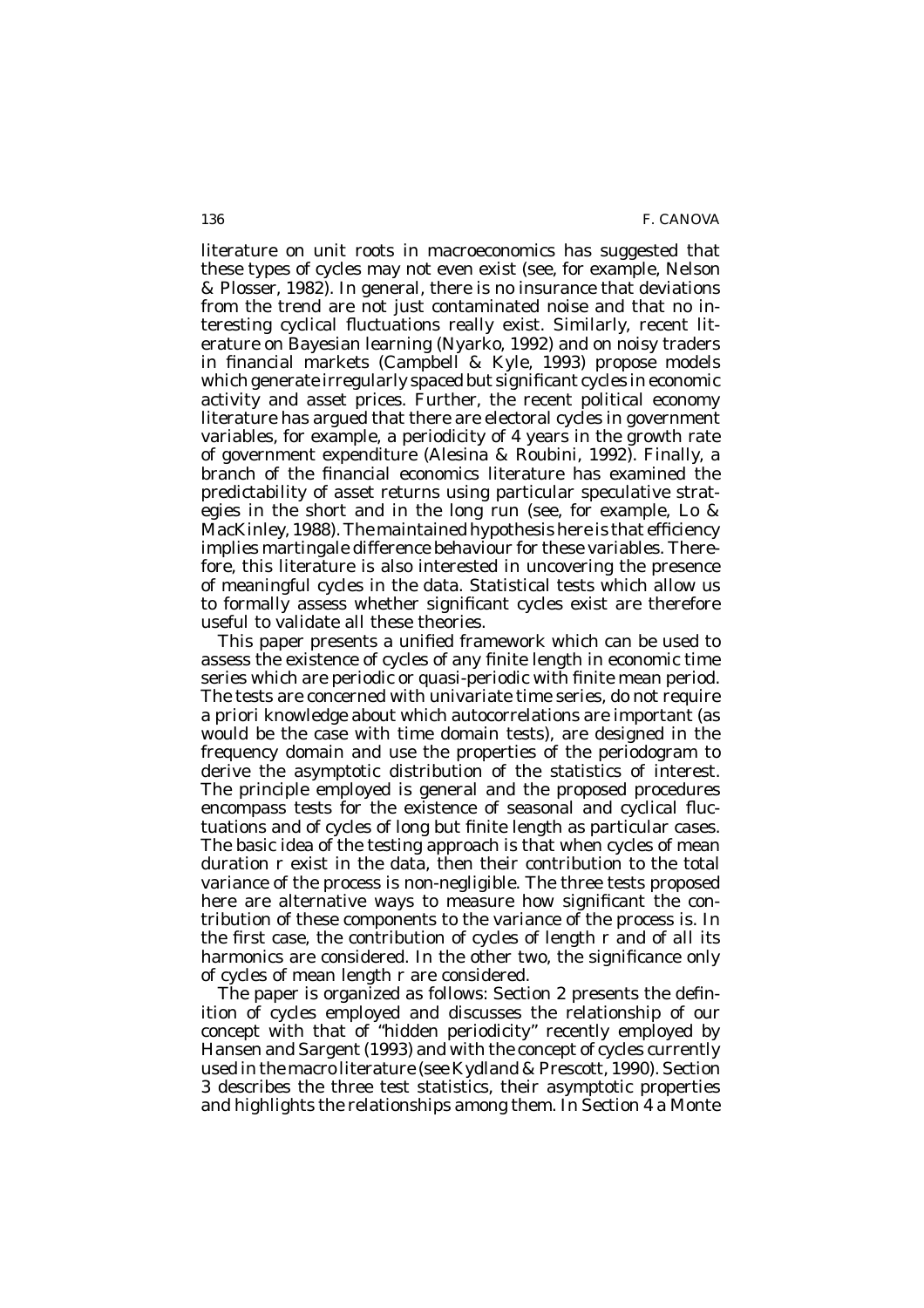literature on unit roots in macroeconomics has suggested that these types of cycles may not even exist (see, for example, Nelson & Plosser, 1982). In general, there is no insurance that deviations from the trend are not just contaminated noise and that no interesting cyclical fluctuations really exist. Similarly, recent literature on Bayesian learning (Nyarko, 1992) and on noisy traders in financial markets (Campbell & Kyle, 1993) propose models which generate irregularly spaced but significant cycles in economic activity and asset prices. Further, the recent political economy literature has argued that there are electoral cycles in government variables, for example, a periodicity of 4 years in the growth rate of government expenditure (Alesina & Roubini, 1992). Finally, a branch of the financial economics literature has examined the predictability of asset returns using particular speculative strategies in the short and in the long run (see, for example, Lo & MacKinley, 1988). The maintained hypothesis here is that efficiency implies martingale difference behaviour for these variables. Therefore, this literature is also interested in uncovering the presence of meaningful cycles in the data. Statistical tests which allow us to formally assess whether significant cycles exist are therefore useful to validate all these theories.

This paper presents a unified framework which can be used to assess the existence of cycles of any finite length in economic time series which are periodic or quasi-periodic with finite mean period. The tests are concerned with univariate time series, do not require a priori knowledge about which autocorrelations are important (as would be the case with time domain tests), are designed in the frequency domain and use the properties of the periodogram to derive the asymptotic distribution of the statistics of interest. The principle employed is general and the proposed procedures encompass tests for the existence of seasonal and cyclical fluctuations and of cycles of long but finite length as particular cases. The basic idea of the testing approach is that when cycles of mean duration $r$ exist in the data, then their contribution to the total variance of the process is non-negligible. The three tests proposed here are alternative ways to measure how significant the contribution of these components to the variance of the process is. In the first case, the contribution of cycles of length $r$ and of all its harmonics are considered. In the other two, the significance only of cycles of mean length $r$ are considered.

The paper is organized as follows: Section 2 presents the definition of cycles employed and discusses the relationship of our concept with that of "hidden periodicity" recently employed by Hansen and Sargent (1993) and with the concept of cycles currently used in the macro literature (see Kydland & Prescott, 1990). Section 3 describes the three test statistics, their asymptotic properties and highlights the relationships among them. In Section 4 a Monte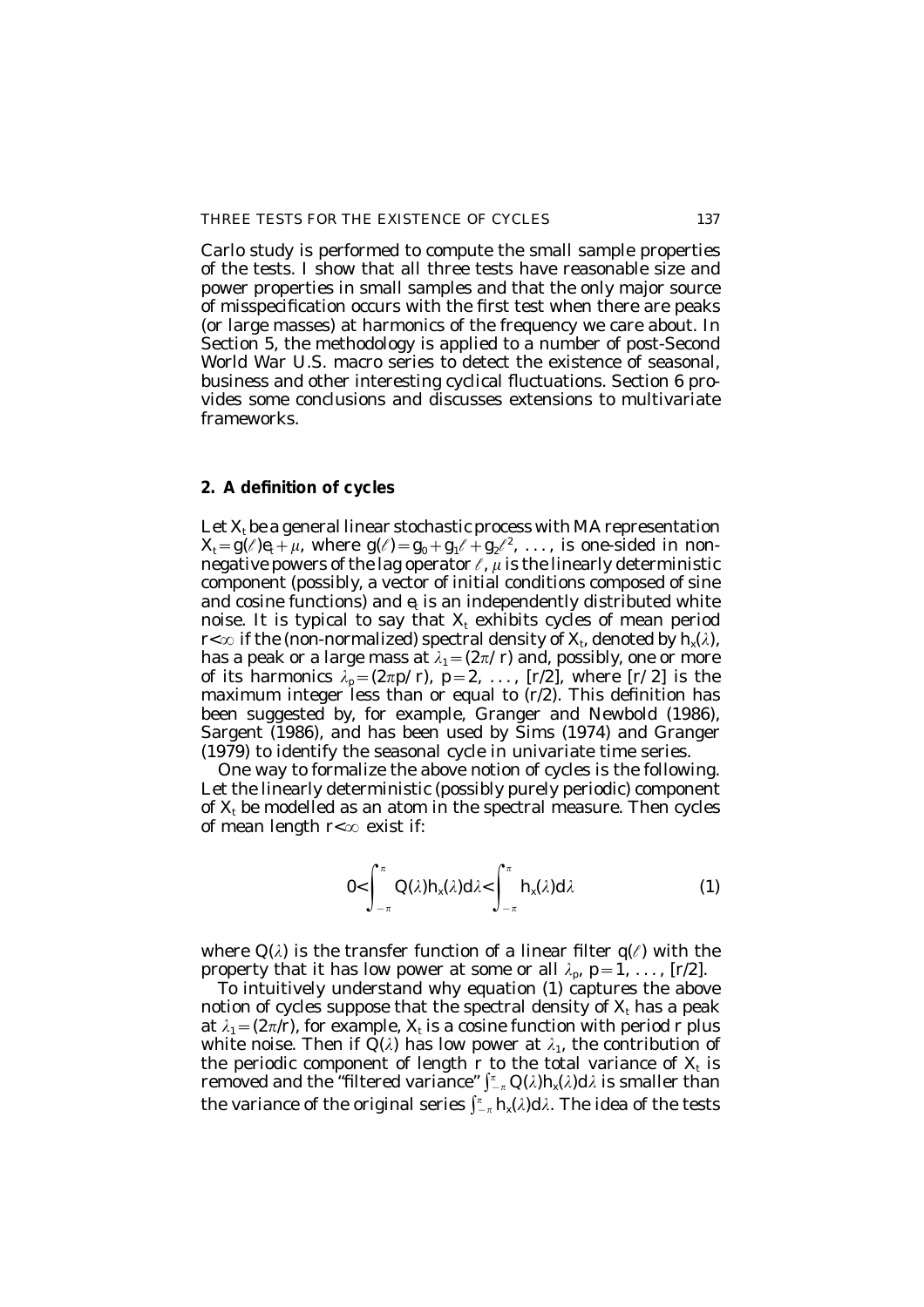Carlo study is performed to compute the small sample properties of the tests. I show that all three tests have reasonable size and power properties in small samples and that the only major source of misspecification occurs with the first test when there are peaks (or large masses) at harmonics of the frequency we care about. In Section 5, the methodology is applied to a number of post-Second World War U.S. macro series to detect the existence of seasonal, business and other interesting cyclical fluctuations. Section 6 provides some conclusions and discusses extensions to multivariate frameworks.

## 2. A definition of cycles

Let $X_t$ be a general linear stochastic process with MA representation $X_t = g(\ell)e_t + \mu$, where $g(\ell) = g_0 + g_1\ell + g_2\ell^2, \ldots,$ is one-sided in nonnegative powers of the lag operator $\ell$, $\mu$ is the linearly deterministic component (possibly, a vector of initial conditions composed of sine and cosine functions) and $e_t$ is an independently distributed white noise. It is typical to say that $X_t$ exhibits cycles of mean period $r < \infty$ if the (non-normalized) spectral density of $X_t$, denoted by $h_x(\lambda)$, has a peak or a large mass at $\lambda_1 = (2\pi/r)$ and, possibly, one or more of its harmonics $\lambda_p = (2\pi p/r)$, $p = 2, \ldots, [r/2]$, where $[r/2]$ is the maximum integer less than or equal to $(r/2)$. This definition has been suggested by, for example, Granger and Newbold (1986), Sargent (1986), and has been used by Sims (1974) and Granger (1979) to identify the seasonal cycle in univariate time series.

One way to formalize the above notion of cycles is the following. Let the linearly deterministic (possibly purely periodic) component of $X_t$ be modelled as an atom in the spectral measure. Then cycles of mean length $r < \infty$ exist if:

$$0 < \int_{-\pi}^{\pi} Q(\lambda)h_x(\lambda)d\lambda < \int_{-\pi}^{\pi} h_x(\lambda)d\lambda \qquad (1)$$

where $Q(\lambda)$ is the transfer function of a linear filter $q(\ell)$ with the property that it has low power at some or all $\lambda_p$, $p = 1, \ldots, [r/2]$.

To intuitively understand why equation (1) captures the above notion of cycles suppose that the spectral density of $X_t$ has a peak at $\lambda_1 = (2\pi/r)$, for example, $X_t$ is a cosine function with period $r$ plus white noise. Then if $Q(\lambda)$ has low power at $\lambda_1$, the contribution of the periodic component of length $r$ to the total variance of $X_t$ is removed and the "filtered variance" $\int_{-\pi}^{\pi} Q(\lambda)h_x(\lambda)d\lambda$ is smaller than the variance of the original series $\int_{-\pi}^{\pi} h_x(\lambda)d\lambda$. The idea of the tests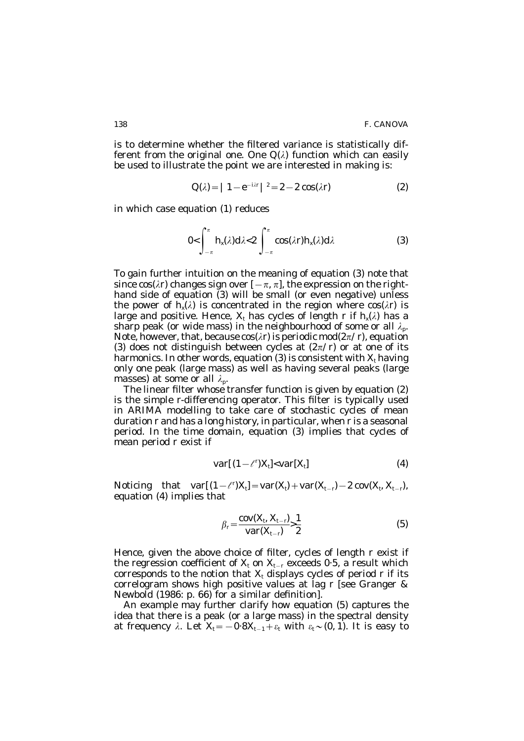is to determine whether the filtered variance is statistically different from the original one. One $Q(\lambda)$ function which can easily be used to illustrate the point we are interested in making is:

$$Q(\lambda) = |1 - e^{-i\lambda r}|^2 = 2 - 2\cos(\lambda r) \tag{2}$$

in which case equation (1) reduces

$$0 < \int_{-\pi}^{\pi} h_x(\lambda) d\lambda < 2 \int_{-\pi}^{\pi} \cos(\lambda r) h_x(\lambda) d\lambda \tag{3}$$

To gain further intuition on the meaning of equation (3) note that since $\cos(\lambda r)$ changes sign over $[-\pi, \pi]$, the expression on the right-hand side of equation (3) will be small (or even negative) unless the power of $h_x(\lambda)$ is concentrated in the region where $\cos(\lambda r)$ is large and positive. Hence, $X_t$ has cycles of length $r$ if $h_x(\lambda)$ has a sharp peak (or wide mass) in the neighbourhood of some or all $\lambda_p$. Note, however, that, because $\cos(\lambda r)$ is periodic mod$(2\pi/r)$, equation (3) does not distinguish between cycles at $(2\pi/r)$ or at one of its harmonics. In other words, equation (3) is consistent with $X_t$ having only one peak (large mass) as well as having several peaks (large masses) at some or all $\lambda_p$.

The linear filter whose transfer function is given by equation (2) is the simple $r$-differencing operator. This filter is typically used in ARIMA modelling to take care of stochastic cycles of mean duration $r$ and has a long history, in particular, when $r$ is a seasonal period. In the time domain, equation (3) implies that cycles of mean period $r$ exist if

$$\text{var}[(1 - \ell^r)X_t] < \text{var}[X_t] \tag{4}$$

Noticing that $\text{var}[(1 - \ell^r)X_t] = \text{var}(X_t) + \text{var}(X_{t-r}) - 2\,\text{cov}(X_t, X_{t-r})$, equation (4) implies that

$$\beta_r = \frac{\text{cov}(X_t, X_{t-r})}{\text{var}(X_{t-r})} > \frac{1}{2} \tag{5}$$

Hence, given the above choice of filter, cycles of length $r$ exist if the regression coefficient of $X_t$ on $X_{t-r}$ exceeds 0·5, a result which corresponds to the notion that $X_t$ displays cycles of period $r$ if its correlogram shows high positive values at lag $r$ [see Granger & Newbold (1986: p. 66) for a similar definition].

An example may further clarify how equation (5) captures the idea that there is a peak (or a large mass) in the spectral density at frequency $\lambda$. Let $X_t = -0{\cdot}8X_{t-1} + \varepsilon_t$ with $\varepsilon_t \sim (0, 1)$. It is easy to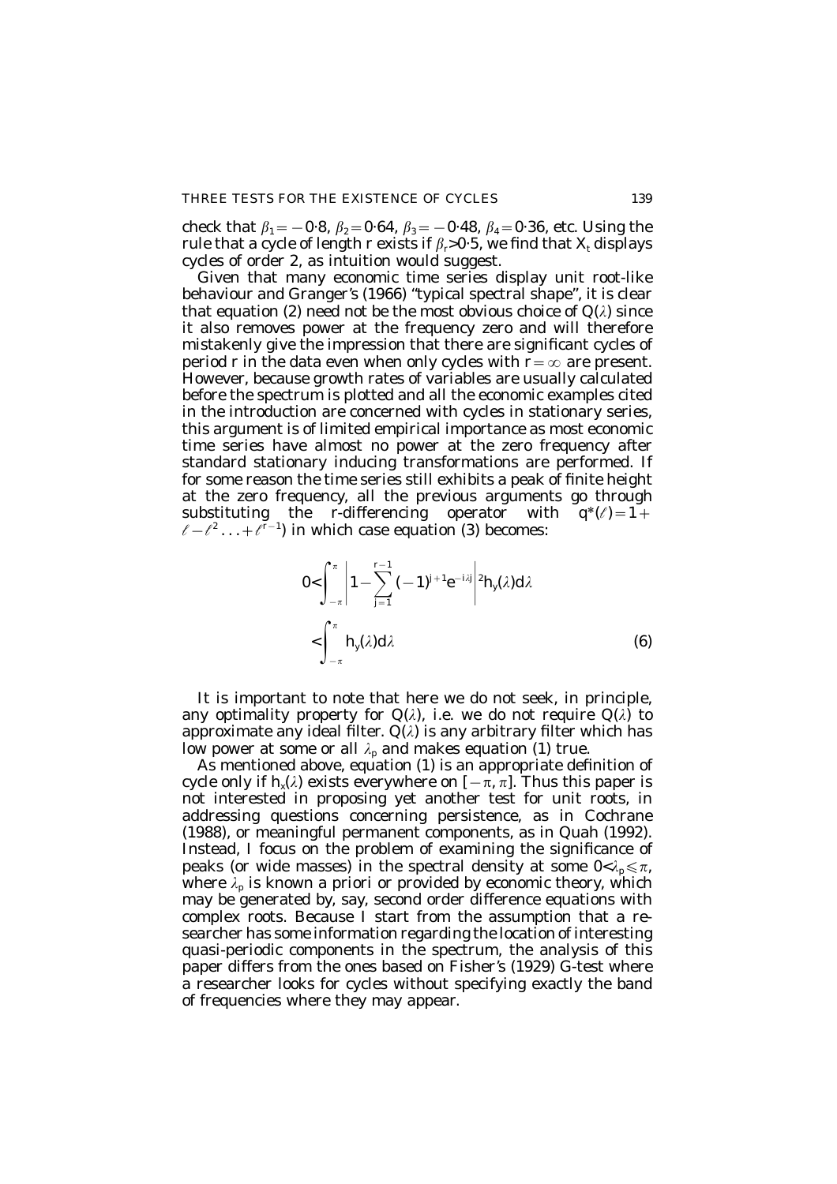check that $\beta_1 = -0{\cdot}8$, $\beta_2 = 0{\cdot}64$, $\beta_3 = -0{\cdot}48$, $\beta_4 = 0{\cdot}36$, etc. Using the rule that a cycle of length r exists if $\beta_r > 0{\cdot}5$, we find that $X_t$ displays cycles of order 2, as intuition would suggest.

Given that many economic time series display unit root-like behaviour and Granger's (1966) "typical spectral shape", it is clear that equation (2) need not be the most obvious choice of $Q(\lambda)$ since it also removes power at the frequency zero and will therefore mistakenly give the impression that there are significant cycles of period r in the data even when only cycles with $r = \infty$ are present. However, because growth rates of variables are usually calculated before the spectrum is plotted and all the economic examples cited in the introduction are concerned with cycles in stationary series, this argument is of limited empirical importance as most economic time series have almost no power at the zero frequency after standard stationary inducing transformations are performed. If for some reason the time series still exhibits a peak of finite height at the zero frequency, all the previous arguments go through substituting the r-differencing operator with $q^*(\ell) = 1 + \ell - \ell^2 \ldots + \ell^{r-1}$) in which case equation (3) becomes:

$$
\begin{aligned}
0 < & \int_{-\pi}^{\pi} \left| 1 - \sum_{j=1}^{r-1} (-1)^{j+1} e^{-i\lambda j} \right|^2 h_y(\lambda) d\lambda \\
< & \int_{-\pi}^{\pi} h_y(\lambda) d\lambda
\end{aligned}
\tag{6}
$$

It is important to note that here we do not seek, in principle, any optimality property for $Q(\lambda)$, i.e. we do not require $Q(\lambda)$ to approximate any ideal filter. $Q(\lambda)$ is any arbitrary filter which has low power at some or all $\lambda_p$ and makes equation (1) true.

As mentioned above, equation (1) is an appropriate definition of cycle only if $h_x(\lambda)$ exists everywhere on $[-\pi, \pi]$. Thus this paper is not interested in proposing yet another test for unit roots, in addressing questions concerning persistence, as in Cochrane (1988), or meaningful permanent components, as in Quah (1992). Instead, I focus on the problem of examining the significance of peaks (or wide masses) in the spectral density at some $0 < \lambda_p \leqslant \pi$, where $\lambda_p$ is known a priori or provided by economic theory, which may be generated by, say, second order difference equations with complex roots. Because I start from the assumption that a researcher has some information regarding the location of interesting quasi-periodic components in the spectrum, the analysis of this paper differs from the ones based on Fisher's (1929) G-test where a researcher looks for cycles without specifying exactly the band of frequencies where they may appear.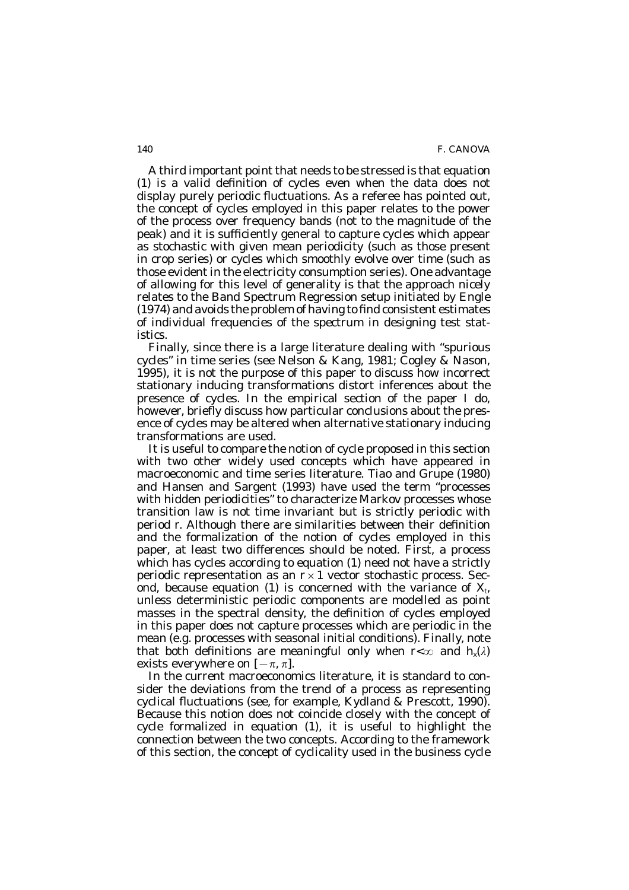A third important point that needs to be stressed is that equation (1) is a valid definition of cycles even when the data does not display purely periodic fluctuations. As a referee has pointed out, the concept of cycles employed in this paper relates to the power of the process over frequency bands (not to the magnitude of the peak) and it is sufficiently general to capture cycles which appear as stochastic with given mean periodicity (such as those present in crop series) or cycles which smoothly evolve over time (such as those evident in the electricity consumption series). One advantage of allowing for this level of generality is that the approach nicely relates to the Band Spectrum Regression setup initiated by Engle (1974) and avoids the problem of having to find consistent estimates of individual frequencies of the spectrum in designing test statistics.

Finally, since there is a large literature dealing with "spurious cycles" in time series (see Nelson & Kang, 1981; Cogley & Nason, 1995), it is not the purpose of this paper to discuss how incorrect stationary inducing transformations distort inferences about the presence of cycles. In the empirical section of the paper I do, however, briefly discuss how particular conclusions about the presence of cycles may be altered when alternative stationary inducing transformations are used.

It is useful to compare the notion of cycle proposed in this section with two other widely used concepts which have appeared in macroeconomic and time series literature. Tiao and Grupe (1980) and Hansen and Sargent (1993) have used the term "processes with hidden periodicities" to characterize Markov processes whose transition law is not time invariant but is strictly periodic with period $r$. Although there are similarities between their definition and the formalization of the notion of cycles employed in this paper, at least two differences should be noted. First, a process which has cycles according to equation (1) need not have a strictly periodic representation as an $r \times 1$ vector stochastic process. Second, because equation (1) is concerned with the variance of $X_t$, unless deterministic periodic components are modelled as point masses in the spectral density, the definition of cycles employed in this paper does not capture processes which are periodic in the mean (e.g. processes with seasonal initial conditions). Finally, note that both definitions are meaningful only when $r < \infty$ and $h_x(\lambda)$ exists everywhere on $[-\pi, \pi]$.

In the current macroeconomics literature, it is standard to consider the deviations from the trend of a process as representing cyclical fluctuations (see, for example, Kydland & Prescott, 1990). Because this notion does not coincide closely with the concept of cycle formalized in equation (1), it is useful to highlight the connection between the two concepts. According to the framework of this section, the concept of cyclicality used in the business cycle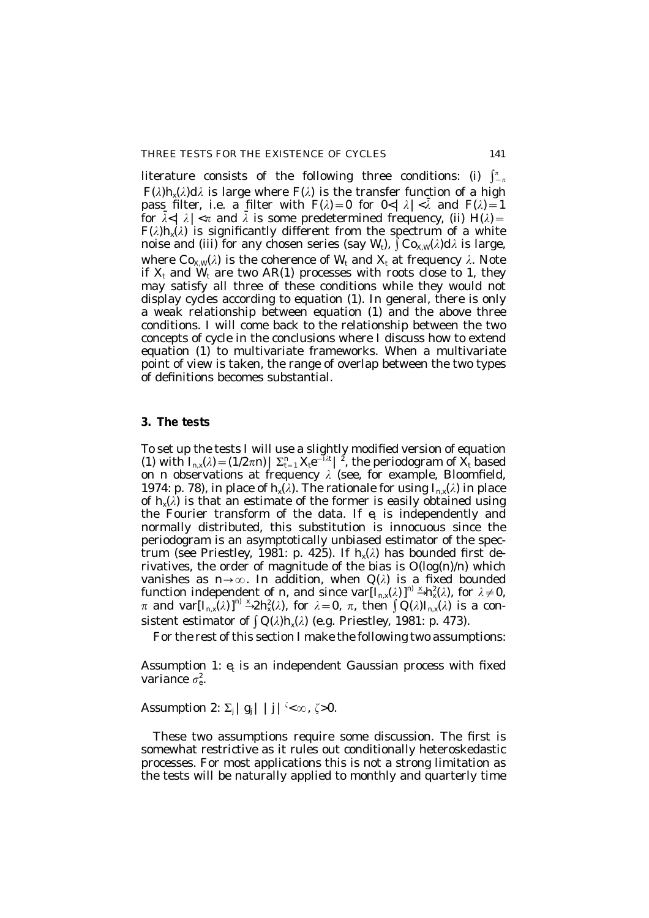literature consists of the following three conditions: (i) $\int_{-\pi}^{\pi} F(\lambda)h_x(\lambda)d\lambda$ is large where $F(\lambda)$ is the transfer function of a high pass filter, i.e. a filter with $F(\lambda)=0$ for $0<|\lambda|<\bar{\lambda}$ and $F(\lambda)=1$ for $\bar{\lambda}<|\lambda|<\pi$ and $\bar{\lambda}$ is some predetermined frequency, (ii) $H(\lambda)=F(\lambda)h_x(\lambda)$ is significantly different from the spectrum of a white noise and (iii) for any chosen series (say $W_t$), $\int Co_{X,W}(\lambda)d\lambda$ is large, where $Co_{X,W}(\lambda)$ is the coherence of $W_t$ and $X_t$ at frequency $\lambda$. Note if $X_t$ and $W_t$ are two AR(1) processes with roots close to 1, they may satisfy all three of these conditions while they would not display cycles according to equation (1). In general, there is only a weak relationship between equation (1) and the above three conditions. I will come back to the relationship between the two concepts of cycle in the conclusions where I discuss how to extend equation (1) to multivariate frameworks. When a multivariate point of view is taken, the range of overlap between the two types of definitions becomes substantial.

## 3. The tests

To set up the tests I will use a slightly modified version of equation (1) with $I_{n,x}(\lambda)=(1/2\pi n)|\Sigma_{t=1}^{n} X_t e^{-i\lambda t}|^2$, the periodogram of $X_t$ based on $n$ observations at frequency $\lambda$ (see, for example, Bloomfield, 1974: p. 78), in place of $h_x(\lambda)$. The rationale for using $I_{n,x}(\lambda)$ in place of $h_x(\lambda)$ is that an estimate of the former is easily obtained using the Fourier transform of the data. If $e_t$ is independently and normally distributed, this substitution is innocuous since the periodogram is an asymptotically unbiased estimator of the spectrum (see Priestley, 1981: p. 425). If $h_x(\lambda)$ has bounded first derivatives, the order of magnitude of the bias is $O(\log(n)/n)$ which vanishes as $n\rightarrow\infty$. In addition, when $Q(\lambda)$ is a fixed bounded function independent of $n$, and since $\text{var}[I_{n,x}(\lambda)]^{n)} \xrightarrow{\infty} h_x^2(\lambda)$, for $\lambda\neq 0$, $\pi$ and $\text{var}[I_{n,x}(\lambda)]^{n)} \xrightarrow{\infty} 2h_x^2(\lambda)$, for $\lambda=0$, $\pi$, then $\int Q(\lambda)I_{n,x}(\lambda)$ is a consistent estimator of $\int Q(\lambda)h_x(\lambda)$ (e.g. Priestley, 1981: p. 473).

For the rest of this section I make the following two assumptions:

Assumption 1: $e_t$ is an independent Gaussian process with fixed variance $\sigma_e^2$.

Assumption 2: $\Sigma_j|g_j||j|^{\zeta}<\infty$, $\zeta>0$.

These two assumptions require some discussion. The first is somewhat restrictive as it rules out conditionally heteroskedastic processes. For most applications this is not a strong limitation as the tests will be naturally applied to monthly and quarterly time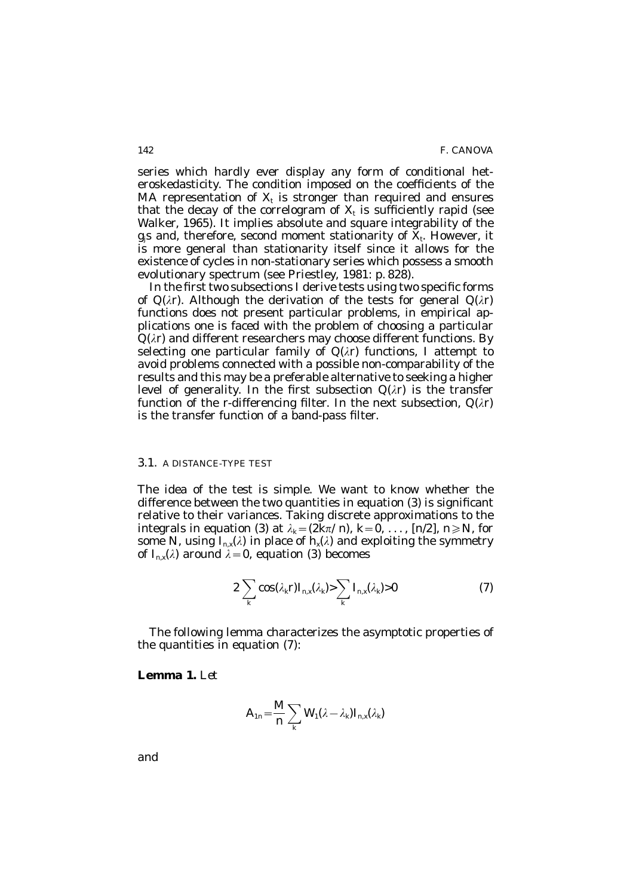series which hardly ever display any form of conditional heteroskedasticity. The condition imposed on the coefficients of the MA representation of $X_t$ is stronger than required and ensures that the decay of the correlogram of $X_t$ is sufficiently rapid (see Walker, 1965). It implies absolute and square integrability of the $g_j$s and, therefore, second moment stationarity of $X_t$. However, it is more general than stationarity itself since it allows for the existence of cycles in non-stationary series which possess a smooth evolutionary spectrum (see Priestley, 1981: p. 828).

In the first two subsections I derive tests using two specific forms of $Q(\lambda r)$. Although the derivation of the tests for general $Q(\lambda r)$ functions does not present particular problems, in empirical applications one is faced with the problem of choosing a particular $Q(\lambda r)$ and different researchers may choose different functions. By selecting one particular family of $Q(\lambda r)$ functions, I attempt to avoid problems connected with a possible non-comparability of the results and this may be a preferable alternative to seeking a higher level of generality. In the first subsection $Q(\lambda r)$ is the transfer function of the r-differencing filter. In the next subsection, $Q(\lambda r)$ is the transfer function of a band-pass filter.

### 3.1. A DISTANCE-TYPE TEST

The idea of the test is simple. We want to know whether the difference between the two quantities in equation (3) is significant relative to their variances. Taking discrete approximations to the integrals in equation (3) at $\lambda_k = (2k\pi/n)$, $k = 0, \ldots, [n/2]$, $n \geq N$, for some N, using $I_{n,x}(\lambda)$ in place of $h_x(\lambda)$ and exploiting the symmetry of $I_{n,x}(\lambda)$ around $\lambda = 0$, equation (3) becomes

$$2\sum_k \cos(\lambda_k r) I_{n,x}(\lambda_k) > \sum_k I_{n,x}(\lambda_k) > 0 \tag{7}$$

The following lemma characterizes the asymptotic properties of the quantities in equation (7):

**Lemma 1.** *Let*

$$A_{1n} = \frac{M}{n} \sum_k W_1(\lambda - \lambda_k) I_{n,x}(\lambda_k)$$

and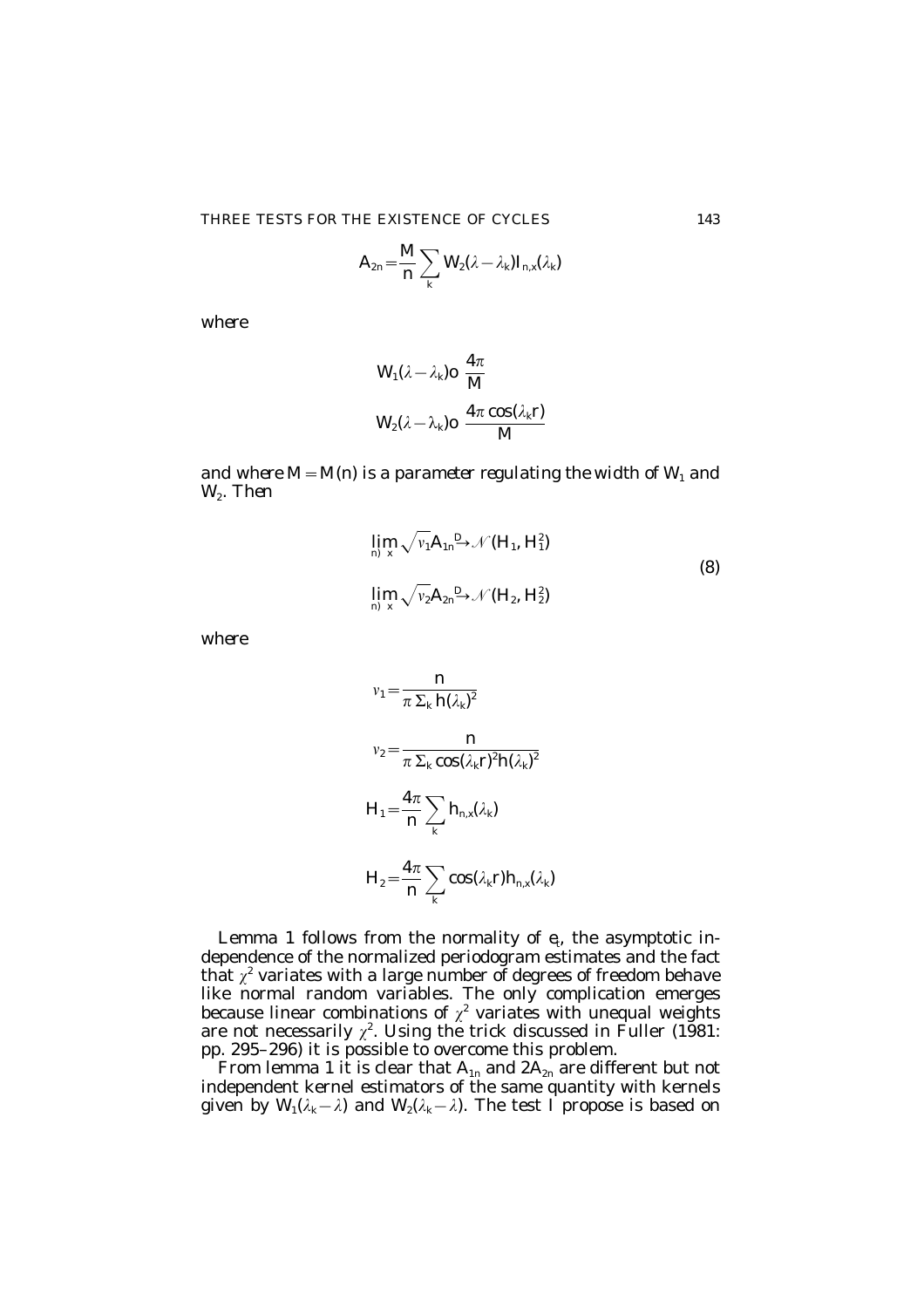$$A_{2n} = \frac{M}{n} \sum_k W_2(\lambda - \lambda_k) I_{n,x}(\lambda_k)$$

*where*

$$W_1(\lambda - \lambda_k) \text{o} \ \frac{4\pi}{M}$$

$$W_2(\lambda - \lambda_k) \text{o} \ \frac{4\pi \cos(\lambda_k r)}{M}$$

*and where* $M = M(n)$ *is a parameter regulating the width of* $W_1$ *and* $W_2$. *Then*

$$\begin{aligned} &\lim_{n) \ x} \sqrt{v_1} A_{1n} \xrightarrow{D} \mathcal{N}(H_1, H_1^2) \\ &\lim_{n) \ x} \sqrt{v_2} A_{2n} \xrightarrow{D} \mathcal{N}(H_2, H_2^2) \end{aligned} \tag{8}$$

*where*

$$v_1 = \frac{n}{\pi \, \Sigma_k \, h(\lambda_k)^2}$$

$$v_2 = \frac{n}{\pi \, \Sigma_k \cos(\lambda_k r)^2 h(\lambda_k)^2}$$

$$H_1 = \frac{4\pi}{n} \sum_k h_{n,x}(\lambda_k)$$

$$H_2 = \frac{4\pi}{n} \sum_k \cos(\lambda_k r) h_{n,x}(\lambda_k)$$

Lemma 1 follows from the normality of $e_t$, the asymptotic independence of the normalized periodogram estimates and the fact that $\chi^2$ variates with a large number of degrees of freedom behave like normal random variables. The only complication emerges because linear combinations of $\chi^2$ variates with unequal weights are not necessarily $\chi^2$. Using the trick discussed in Fuller (1981: pp. 295–296) it is possible to overcome this problem.

From lemma 1 it is clear that $A_{1n}$ and $2A_{2n}$ are different but not independent kernel estimators of the same quantity with kernels given by $W_1(\lambda_k - \lambda)$ and $W_2(\lambda_k - \lambda)$. The test I propose is based on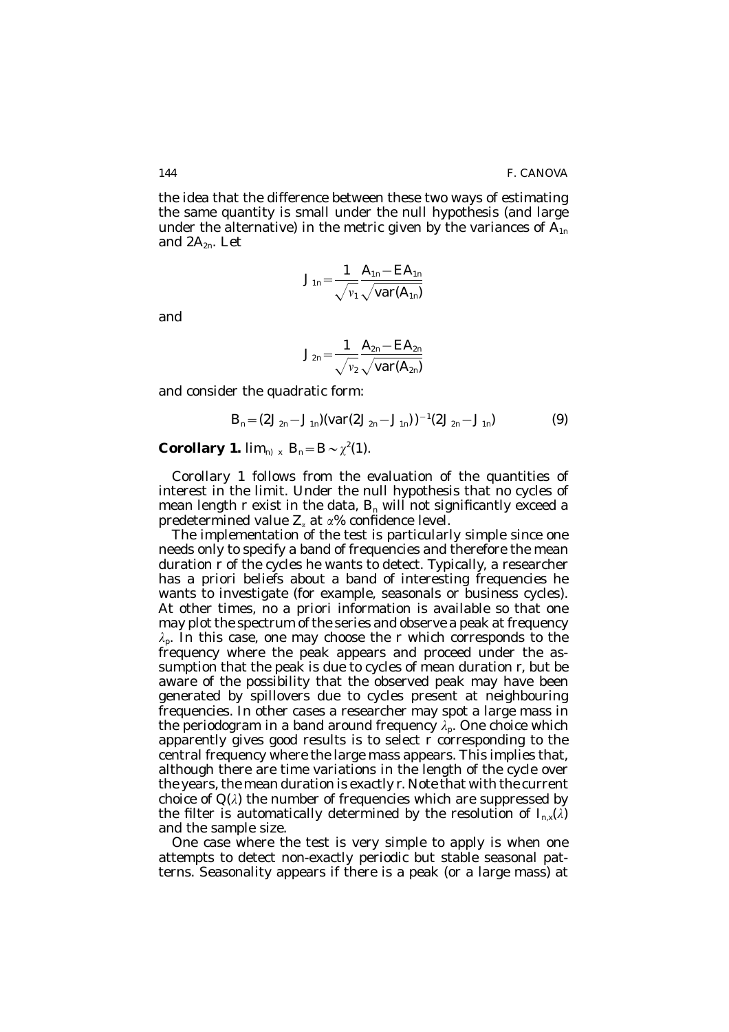the idea that the difference between these two ways of estimating the same quantity is small under the null hypothesis (and large under the alternative) in the metric given by the variances of $A_{1n}$ and $2A_{2n}$. Let

$$J_{1n} = \frac{1}{\sqrt{\nu_1}} \frac{A_{1n} - EA_{1n}}{\sqrt{\text{var}(A_{1n})}}$$

and

$$J_{2n} = \frac{1}{\sqrt{\nu_2}} \frac{A_{2n} - EA_{2n}}{\sqrt{\text{var}(A_{2n})}}$$

and consider the quadratic form:

$$B_n = (2J_{2n} - J_{1n})(\text{var}(2J_{2n} - J_{1n}))^{-1}(2J_{2n} - J_{1n}) \tag{9}$$

**Corollary 1.** $\lim_{n \to \infty} B_n = B \sim \chi^2(1)$.

Corollary 1 follows from the evaluation of the quantities of interest in the limit. Under the null hypothesis that no cycles of mean length $r$ exist in the data, $B_n$ will not significantly exceed a predetermined value $Z_\alpha$ at $\alpha$% confidence level.

The implementation of the test is particularly simple since one needs only to specify a band of frequencies and therefore the mean duration $r$ of the cycles he wants to detect. Typically, a researcher has *a priori* beliefs about a band of interesting frequencies he wants to investigate (for example, seasonals or business cycles). At other times, no *a priori* information is available so that one may plot the spectrum of the series and observe a peak at frequency $\lambda_p$. In this case, one may choose the $r$ which corresponds to the frequency where the peak appears and proceed under the assumption that the peak is due to cycles of mean duration $r$, but be aware of the possibility that the observed peak may have been generated by spillovers due to cycles present at neighbouring frequencies. In other cases a researcher may spot a large mass in the periodogram in a band around frequency $\lambda_p$. One choice which apparently gives good results is to select $r$ corresponding to the central frequency where the large mass appears. This implies that, although there are time variations in the length of the cycle over the years, the mean duration is exactly $r$. Note that with the current choice of $Q(\lambda)$ the number of frequencies which are suppressed by the filter is automatically determined by the resolution of $I_{n,x}(\lambda)$ and the sample size.

One case where the test is very simple to apply is when one attempts to detect non-exactly periodic but stable seasonal patterns. Seasonality appears if there is a peak (or a large mass) at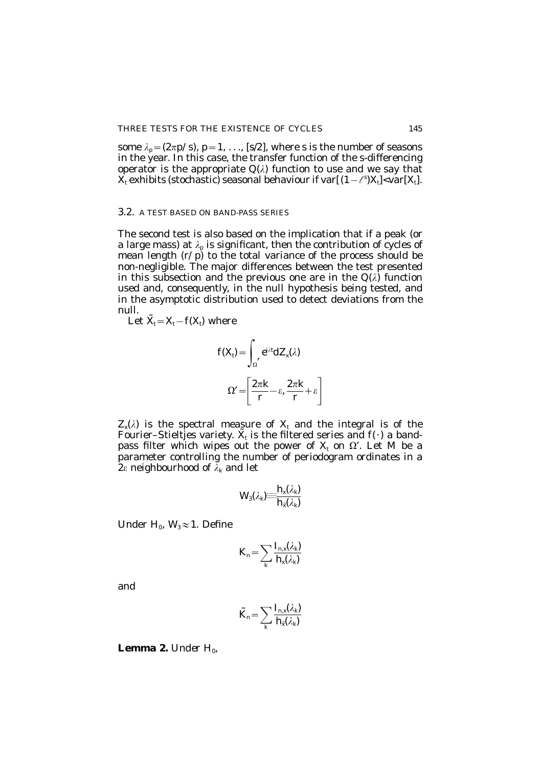some $\lambda_p = (2\pi p/s)$, $p = 1, \ldots, [s/2]$, where s is the number of seasons in the year. In this case, the transfer function of the s-differencing operator is the appropriate $Q(\lambda)$ function to use and we say that $X_t$ exhibits (stochastic) seasonal behaviour if $\text{var}[(1-\ell^s)X_t] < \text{var}[X_t]$.

### 3.2. A TEST BASED ON BAND-PASS SERIES

The second test is also based on the implication that if a peak (or a large mass) at $\lambda_p$ is significant, then the contribution of cycles of mean length $(r/p)$ to the total variance of the process should be non-negligible. The major differences between the test presented in this subsection and the previous one are in the $Q(\lambda)$ function used and, consequently, in the null hypothesis being tested, and in the asymptotic distribution used to detect deviations from the null.

Let $\tilde{X}_t = X_t - f(X_t)$ where

$$f(X_t) = \int_{\Omega'} e^{i\lambda t} dZ_x(\lambda)$$

$$\Omega' = \left[\frac{2\pi k}{r} - \varepsilon, \frac{2\pi k}{r} + \varepsilon\right]$$

$Z_x(\lambda)$ is the spectral measure of $X_t$ and the integral is of the Fourier–Stieltjes variety. $\tilde{X}_t$ is the filtered series and $f(\cdot)$ a band-pass filter which wipes out the power of $X_t$ on $\Omega'$. Let M be a parameter controlling the number of periodogram ordinates in a $2\varepsilon$ neighbourhood of $\lambda_k$ and let

$$W_3(\lambda_k) \equiv \frac{h_x(\lambda_k)}{h_{\tilde{x}}(\lambda_k)}$$

Under $H_0$, $W_3 \approx 1$. Define

$$K_n = \sum_k \frac{I_{n,x}(\lambda_k)}{h_x(\lambda_k)}$$

and

$$\tilde{K}_n = \sum_k \frac{I_{n,x}(\lambda_k)}{h_{\tilde{x}}(\lambda_k)}$$

**Lemma 2.** *Under $H_0$,*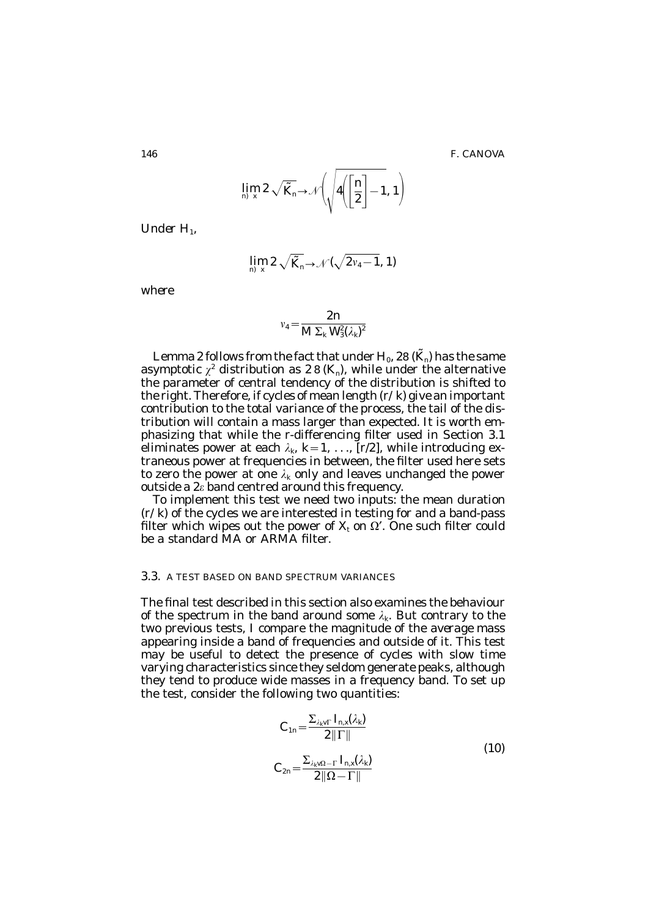$$\lim_{n) x} 2\sqrt{\tilde{K}_n} \to \mathcal{N}\left(\sqrt{4\left(\left[\frac{n}{2}\right]-1\right)}, 1\right)$$

Under $H_1$,

$$\lim_{n) x} 2\sqrt{\tilde{K}_n} \to \mathcal{N}(\sqrt{2v_4 - 1}, 1)$$

where

$$v_4 = \frac{2n}{M \sum_k W_3^2(\lambda_k)^2}$$

Lemma 2 follows from the fact that under $H_0$, $2\theta(\tilde{K}_n)$ has the same asymptotic $\chi^2$ distribution as $2\theta(K_n)$, while under the alternative the parameter of central tendency of the distribution is shifted to the right. Therefore, if cycles of mean length $(r/k)$ give an important contribution to the total variance of the process, the tail of the distribution will contain a mass larger than expected. It is worth emphasizing that while the r-differencing filter used in Section 3.1 eliminates power at each $\lambda_k$, $k = 1, \ldots, [r/2]$, while introducing extraneous power at frequencies in between, the filter used here sets to zero the power at one $\lambda_k$ only and leaves unchanged the power outside a $2\varepsilon$ band centred around this frequency.

To implement this test we need two inputs: the mean duration $(r/k)$ of the cycles we are interested in testing for and a band-pass filter which wipes out the power of $X_t$ on $\Omega'$. One such filter could be a standard MA or ARMA filter.

### 3.3. A TEST BASED ON BAND SPECTRUM VARIANCES

The final test described in this section also examines the behaviour of the spectrum in the band around some $\lambda_k$. But contrary to the two previous tests, I compare the magnitude of the *average* mass appearing inside a band of frequencies and outside of it. This test may be useful to detect the presence of cycles with slow time varying characteristics since they seldom generate peaks, although they tend to produce wide masses in a frequency band. To set up the test, consider the following two quantities:

$$C_{1n} = \frac{\sum_{\lambda_k \in \Gamma} I_{n,x}(\lambda_k)}{2\|\Gamma\|}$$
$$C_{2n} = \frac{\sum_{\lambda_k \in \Omega - \Gamma} I_{n,x}(\lambda_k)}{2\|\Omega - \Gamma\|} \tag{10}$$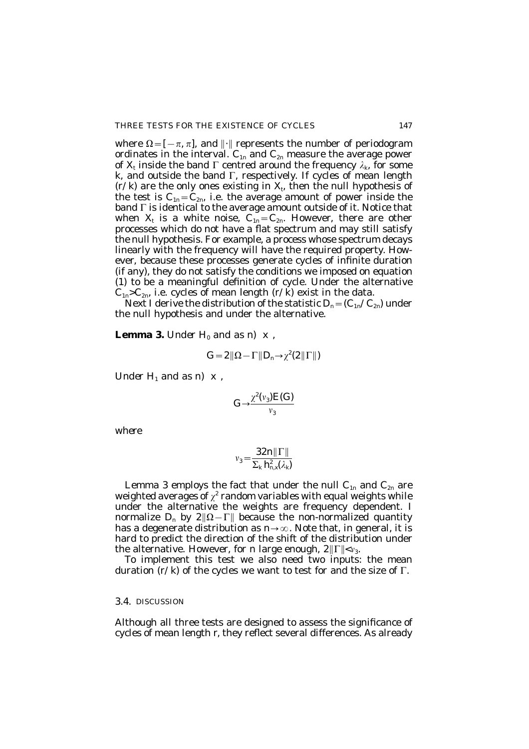where $\Omega = [-\pi, \pi]$, and $\|\cdot\|$ represents the number of periodogram ordinates in the interval. $C_{1n}$ and $C_{2n}$ measure the average power of $X_t$ inside the band $\Gamma$ centred around the frequency $\lambda_k$, for some k, and outside the band $\Gamma$, respectively. If cycles of mean length $(r/k)$ are the only ones existing in $X_t$, then the null hypothesis of the test is $C_{1n} = C_{2n}$, i.e. the average amount of power inside the band $\Gamma$ is identical to the average amount outside of it. Notice that when $X_t$ is a white noise, $C_{1n} = C_{2n}$. However, there are other processes which do not have a flat spectrum and may still satisfy the null hypothesis. For example, a process whose spectrum decays linearly with the frequency will have the required property. However, because these processes generate cycles of infinite duration (if any), they do not satisfy the conditions we imposed on equation (1) to be a meaningful definition of cycle. Under the alternative $C_{1n} > C_{2n}$, i.e. cycles of mean length $(r/k)$ exist in the data.

Next I derive the distribution of the statistic $D_n = (C_{1n}/C_{2n})$ under the null hypothesis and under the alternative.

**Lemma 3.** *Under $H_0$ and as $n) x$,*

$$G = 2\|\Omega - \Gamma\| D_n \to \chi^2(2\|\Gamma\|)$$

*Under $H_1$ and as $n) x$,*

$$G \to \frac{\chi^2(\nu_3) E(G)}{\nu_3}$$

*where*

$$\nu_3 = \frac{32n\|\Gamma\|}{\Sigma_k h_{n,x}^2(\lambda_k)}$$

Lemma 3 employs the fact that under the null $C_{1n}$ and $C_{2n}$ are weighted averages of $\chi^2$ random variables with equal weights while under the alternative the weights are frequency dependent. I normalize $D_n$ by $2\|\Omega - \Gamma\|$ because the non-normalized quantity has a degenerate distribution as $n \to \infty$. Note that, in general, it is hard to predict the direction of the shift of the distribution under the alternative. However, for n large enough, $2\|\Gamma\| < \nu_3$.

To implement this test we also need two inputs: the mean duration $(r/k)$ of the cycles we want to test for and the size of $\Gamma$.

### 3.4. DISCUSSION

Although all three tests are designed to assess the significance of cycles of mean length r, they reflect several differences. As already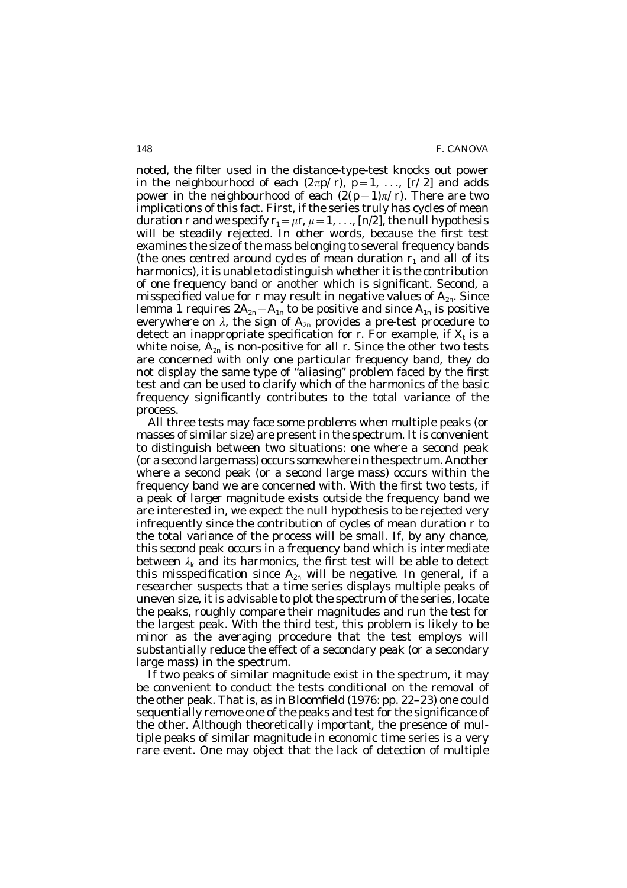noted, the filter used in the distance-type-test knocks out power in the neighbourhood of each $(2\pi p/r)$, $p = 1, \ldots, [r/2]$ and adds power in the neighbourhood of each $(2(p-1)\pi/r)$. There are two implications of this fact. First, if the series truly has cycles of mean duration $r$ and we specify $r_1 = \mu r$, $\mu = 1, \ldots, [n/2]$, the null hypothesis will be steadily rejected. In other words, because the first test examines the size of the mass belonging to several frequency bands (the ones centred around cycles of mean duration $r_1$ and all of its harmonics), it is unable to distinguish whether it is the contribution of one frequency band or another which is significant. Second, a misspecified value for $r$ may result in negative values of $A_{2n}$. Since lemma 1 requires $2A_{2n} - A_{1n}$ to be positive and since $A_{1n}$ is positive everywhere on $\lambda$, the sign of $A_{2n}$ provides a pre-test procedure to detect an inappropriate specification for $r$. For example, if $X_t$ is a white noise, $A_{2n}$ is non-positive for all $r$. Since the other two tests are concerned with only one particular frequency band, they do not display the same type of "aliasing" problem faced by the first test and can be used to clarify which of the harmonics of the basic frequency significantly contributes to the total variance of the process.

All three tests may face some problems when multiple peaks (or masses of similar size) are present in the spectrum. It is convenient to distinguish between two situations: one where a second peak (or a second large mass) occurs somewhere in the spectrum. Another where a second peak (or a second large mass) occurs within the frequency band we are concerned with. With the first two tests, if a peak of larger magnitude exists outside the frequency band we are interested in, we expect the null hypothesis to be rejected very infrequently since the contribution of cycles of mean duration $r$ to the total variance of the process will be small. If, by any chance, this second peak occurs in a frequency band which is intermediate between $\lambda_k$ and its harmonics, the first test will be able to detect this misspecification since $A_{2n}$ will be negative. In general, if a researcher suspects that a time series displays multiple peaks of uneven size, it is advisable to plot the spectrum of the series, locate the peaks, roughly compare their magnitudes and run the test for the largest peak. With the third test, this problem is likely to be minor as the averaging procedure that the test employs will substantially reduce the effect of a secondary peak (or a secondary large mass) in the spectrum.

If two peaks of similar magnitude exist in the spectrum, it may be convenient to conduct the tests conditional on the removal of the other peak. That is, as in Bloomfield (1976: pp. 22–23) one could sequentially remove one of the peaks and test for the significance of the other. Although theoretically important, the presence of multiple peaks of similar magnitude in economic time series is a very rare event. One may object that the lack of detection of multiple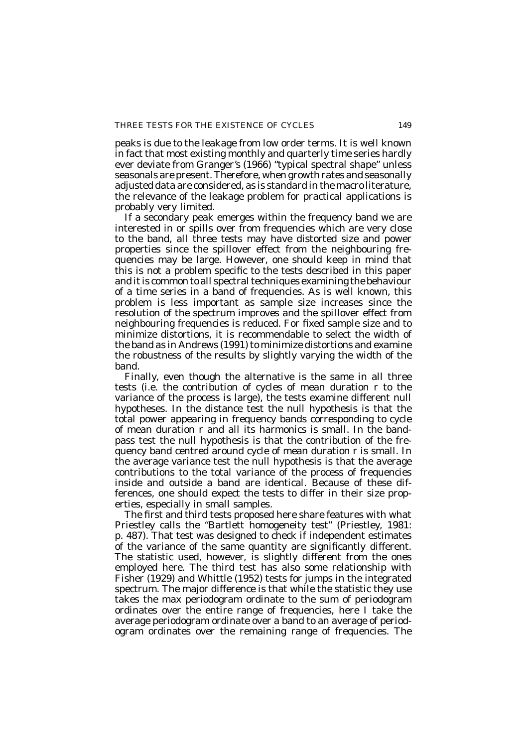peaks is due to the leakage from low order terms. It is well known in fact that most existing monthly and quarterly time series hardly ever deviate from Granger's (1966) "typical spectral shape" unless seasonals are present. Therefore, when growth rates and seasonally adjusted data are considered, as is standard in the macro literature, the relevance of the leakage problem for practical applications is probably very limited.

If a secondary peak emerges within the frequency band we are interested in or spills over from frequencies which are very close to the band, all three tests may have distorted size and power properties since the spillover effect from the neighbouring frequencies may be large. However, one should keep in mind that this is not a problem specific to the tests described in this paper and it is common to all spectral techniques examining the behaviour of a time series in a band of frequencies. As is well known, this problem is less important as sample size increases since the resolution of the spectrum improves and the spillover effect from neighbouring frequencies is reduced. For fixed sample size and to minimize distortions, it is recommendable to select the width of the band as in Andrews (1991) to minimize distortions and examine the robustness of the results by slightly varying the width of the band.

Finally, even though the alternative is the same in all three tests (i.e. the contribution of cycles of mean duration $r$ to the variance of the process is large), the tests examine different null hypotheses. In the distance test the null hypothesis is that the total power appearing in frequency bands corresponding to cycle of mean duration $r$ and all its harmonics is small. In the band-pass test the null hypothesis is that the contribution of the frequency band centred around cycle of mean duration $r$ is small. In the average variance test the null hypothesis is that the average contributions to the total variance of the process of frequencies inside and outside a band are identical. Because of these differences, one should expect the tests to differ in their size properties, especially in small samples.

The first and third tests proposed here share features with what Priestley calls the "Bartlett homogeneity test" (Priestley, 1981: p. 487). That test was designed to check if independent estimates of the variance of the same quantity are significantly different. The statistic used, however, is slightly different from the ones employed here. The third test has also some relationship with Fisher (1929) and Whittle (1952) tests for jumps in the integrated spectrum. The major difference is that while the statistic they use takes the max periodogram ordinate to the sum of periodogram ordinates over the entire range of frequencies, here I take the average periodogram ordinate over a band to an average of periodogram ordinates over the remaining range of frequencies. The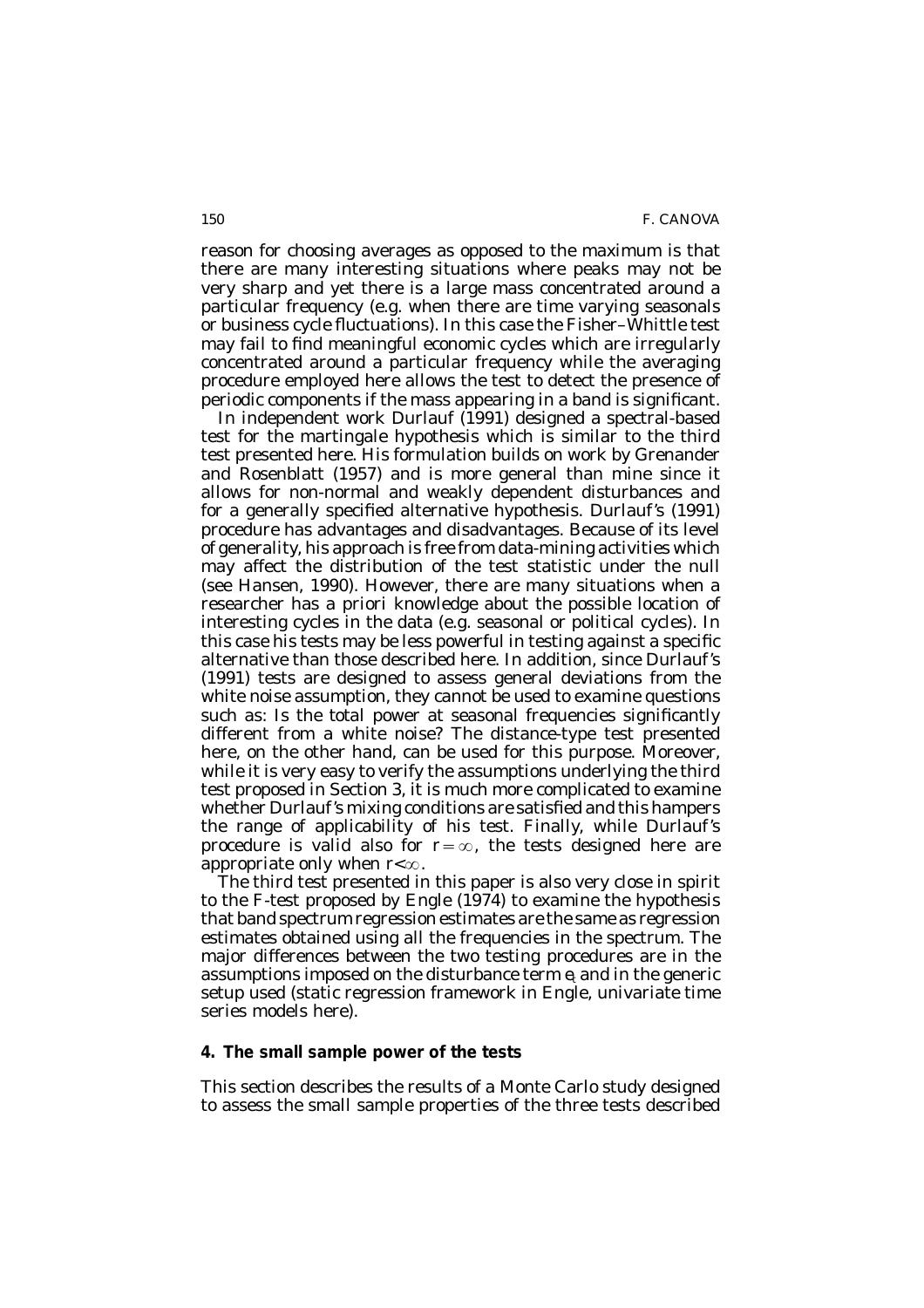reason for choosing averages as opposed to the maximum is that there are many interesting situations where peaks may not be very sharp and yet there is a large mass concentrated around a particular frequency (e.g. when there are time varying seasonals or business cycle fluctuations). In this case the Fisher–Whittle test may fail to find meaningful economic cycles which are irregularly concentrated around a particular frequency while the averaging procedure employed here allows the test to detect the presence of periodic components if the mass appearing in a band is significant.

In independent work Durlauf (1991) designed a spectral-based test for the martingale hypothesis which is similar to the third test presented here. His formulation builds on work by Grenander and Rosenblatt (1957) and is more general than mine since it allows for non-normal and weakly dependent disturbances and for a generally specified alternative hypothesis. Durlauf's (1991) procedure has advantages and disadvantages. Because of its level of generality, his approach is free from data-mining activities which may affect the distribution of the test statistic under the null (see Hansen, 1990). However, there are many situations when a researcher has a priori knowledge about the possible location of interesting cycles in the data (e.g. seasonal or political cycles). In this case his tests may be less powerful in testing against a specific alternative than those described here. In addition, since Durlauf's (1991) tests are designed to assess general deviations from the white noise assumption, they cannot be used to examine questions such as: Is the total power at seasonal frequencies significantly different from a white noise? The distance-type test presented here, on the other hand, can be used for this purpose. Moreover, while it is very easy to verify the assumptions underlying the third test proposed in Section 3, it is much more complicated to examine whether Durlauf's mixing conditions are satisfied and this hampers the range of applicability of his test. Finally, while Durlauf's procedure is valid also for $r = \infty$, the tests designed here are appropriate only when $r < \infty$.

The third test presented in this paper is also very close in spirit to the F-test proposed by Engle (1974) to examine the hypothesis that band spectrum regression estimates are the same as regression estimates obtained using all the frequencies in the spectrum. The major differences between the two testing procedures are in the assumptions imposed on the disturbance term $e_t$ and in the generic setup used (static regression framework in Engle, univariate time series models here).

## 4. The small sample power of the tests

This section describes the results of a Monte Carlo study designed to assess the small sample properties of the three tests described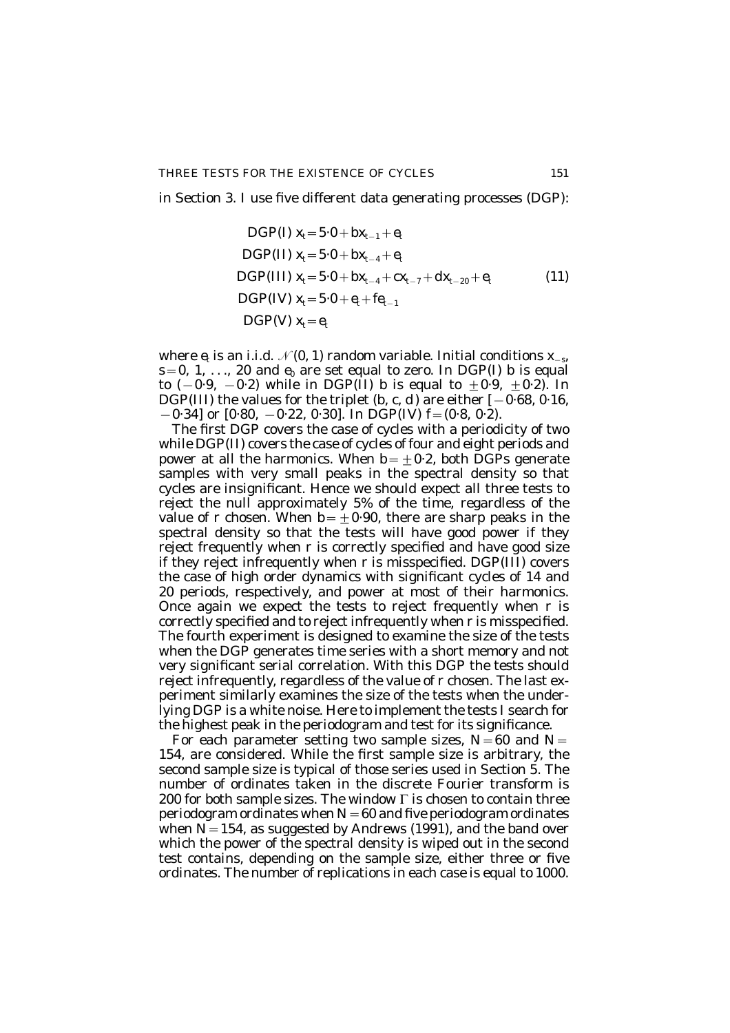in Section 3. I use five different data generating processes (DGP):

$$
\begin{aligned}
&\text{DGP(I)}\ x_t = 5{\cdot}0 + bx_{t-1} + e_t \\
&\text{DGP(II)}\ x_t = 5{\cdot}0 + bx_{t-4} + e_t \\
&\text{DGP(III)}\ x_t = 5{\cdot}0 + bx_{t-4} + cx_{t-7} + dx_{t-20} + e_t \\
&\text{DGP(IV)}\ x_t = 5{\cdot}0 + e_t + fe_{t-1} \\
&\text{DGP(V)}\ x_t = e_t
\end{aligned}
\tag{11}
$$

where $e_t$ is an i.i.d. $\mathcal{N}(0, 1)$ random variable. Initial conditions $x_{-s}$, $s = 0, 1, \ldots, 20$ and $e_0$ are set equal to zero. In DGP(I) $b$ is equal to $(-0{\cdot}9, -0{\cdot}2)$ while in DGP(II) $b$ is equal to $\pm 0{\cdot}9$, $\pm 0{\cdot}2$). In DGP(III) the values for the triplet $(b, c, d)$ are either $[-0{\cdot}68, 0{\cdot}16, -0{\cdot}34]$ or $[0{\cdot}80, -0{\cdot}22, 0{\cdot}30]$. In DGP(IV) $f = (0{\cdot}8, 0{\cdot}2)$.

The first DGP covers the case of cycles with a periodicity of two while DGP(II) covers the case of cycles of four and eight periods and power at all the harmonics. When $b = \pm 0{\cdot}2$, both DGPs generate samples with very small peaks in the spectral density so that cycles are insignificant. Hence we should expect all three tests to reject the null approximately 5% of the time, regardless of the value of $r$ chosen. When $b = \pm 0{\cdot}90$, there are sharp peaks in the spectral density so that the tests will have good power if they reject frequently when $r$ is correctly specified and have good size if they reject infrequently when $r$ is misspecified. DGP(III) covers the case of high order dynamics with significant cycles of 14 and 20 periods, respectively, and power at most of their harmonics. Once again we expect the tests to reject frequently when $r$ is correctly specified and to reject infrequently when $r$ is misspecified. The fourth experiment is designed to examine the size of the tests when the DGP generates time series with a short memory and not very significant serial correlation. With this DGP the tests should reject infrequently, regardless of the value of $r$ chosen. The last experiment similarly examines the size of the tests when the underlying DGP is a white noise. Here to implement the tests I search for the highest peak in the periodogram and test for its significance.

For each parameter setting two sample sizes, $N = 60$ and $N = 154$, are considered. While the first sample size is arbitrary, the second sample size is typical of those series used in Section 5. The number of ordinates taken in the discrete Fourier transform is 200 for both sample sizes. The window $\Gamma$ is chosen to contain three periodogram ordinates when $N = 60$ and five periodogram ordinates when $N = 154$, as suggested by Andrews (1991), and the band over which the power of the spectral density is wiped out in the second test contains, depending on the sample size, either three or five ordinates. The number of replications in each case is equal to 1000.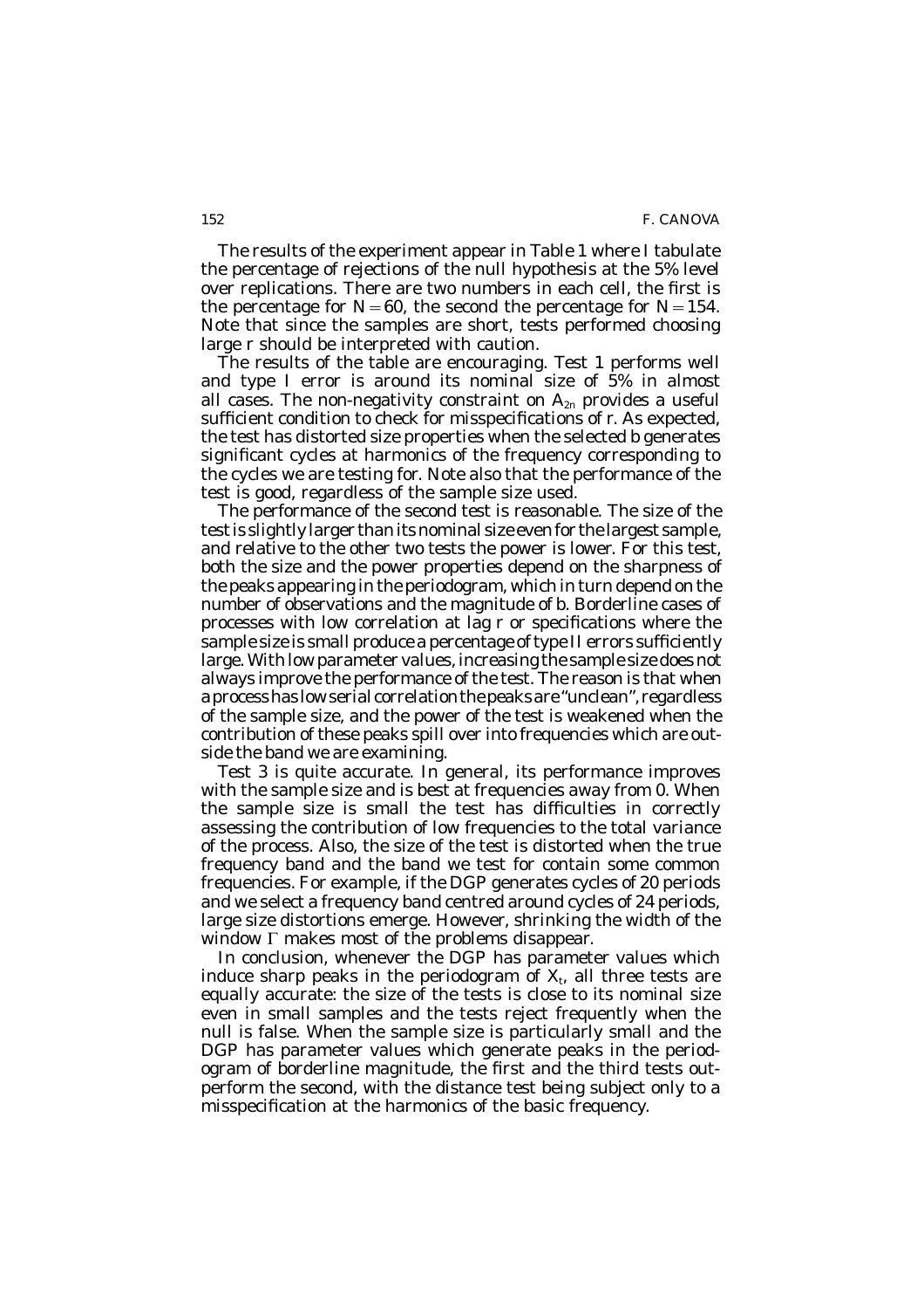The results of the experiment appear in Table 1 where I tabulate the percentage of rejections of the null hypothesis at the 5% level over replications. There are two numbers in each cell, the first is the percentage for $N = 60$, the second the percentage for $N = 154$. Note that since the samples are short, tests performed choosing large $r$ should be interpreted with caution.

The results of the table are encouraging. Test 1 performs well and type I error is around its nominal size of 5% in almost all cases. The non-negativity constraint on $A_{2n}$ provides a useful sufficient condition to check for misspecifications of $r$. As expected, the test has distorted size properties when the selected $b$ generates significant cycles at harmonics of the frequency corresponding to the cycles we are testing for. Note also that the performance of the test is good, regardless of the sample size used.

The performance of the second test is reasonable. The size of the test is slightly larger than its nominal size even for the largest sample, and relative to the other two tests the power is lower. For this test, both the size and the power properties depend on the sharpness of the peaks appearing in the periodogram, which in turn depend on the number of observations and the magnitude of $b$. Borderline cases of processes with low correlation at lag $r$ or specifications where the sample size is small produce a percentage of type II errors sufficiently large. With low parameter values, increasing the sample size does not always improve the performance of the test. The reason is that when a process has low serial correlation the peaks are "unclean", regardless of the sample size, and the power of the test is weakened when the contribution of these peaks spill over into frequencies which are outside the band we are examining.

Test 3 is quite accurate. In general, its performance improves with the sample size and is best at frequencies away from 0. When the sample size is small the test has difficulties in correctly assessing the contribution of low frequencies to the total variance of the process. Also, the size of the test is distorted when the true frequency band and the band we test for contain some common frequencies. For example, if the DGP generates cycles of 20 periods and we select a frequency band centred around cycles of 24 periods, large size distortions emerge. However, shrinking the width of the window $\Gamma$ makes most of the problems disappear.

In conclusion, whenever the DGP has parameter values which induce sharp peaks in the periodogram of $X_t$, all three tests are equally accurate: the size of the tests is close to its nominal size even in small samples and the tests reject frequently when the null is false. When the sample size is particularly small and the DGP has parameter values which generate peaks in the periodogram of borderline magnitude, the first and the third tests outperform the second, with the distance test being subject only to a misspecification at the harmonics of the basic frequency.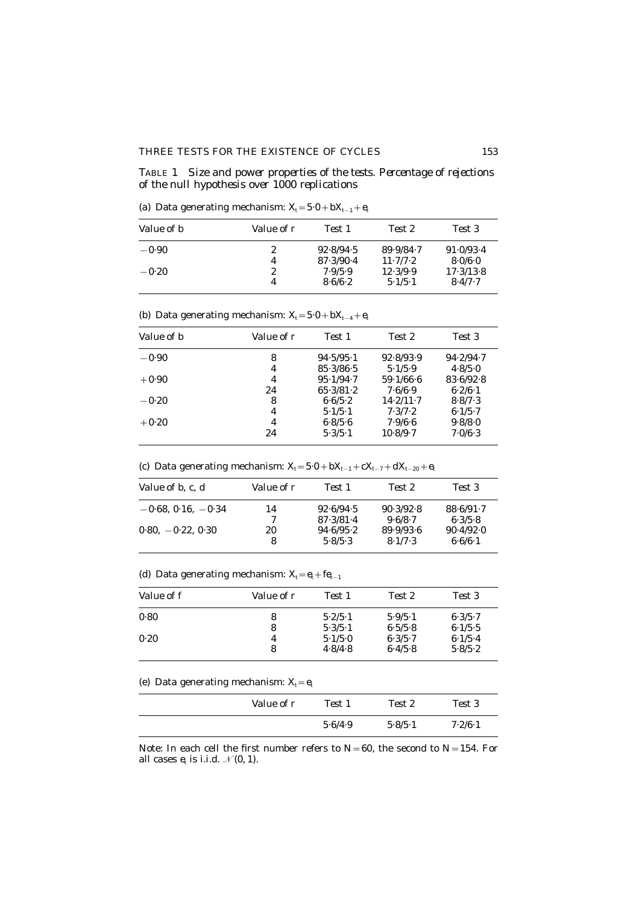TABLE 1 *Size and power properties of the tests. Percentage of rejections of the null hypothesis over 1000 replications*

(a) Data generating mechanism: $X_t = 5{\cdot}0 + bX_{t-1} + e_t$

| Value of $b$ | Value of $r$ | Test 1 | Test 2 | Test 3 |
|---|---|---|---|---|
| $-0{\cdot}90$ | 2 | 92·8/94·5 | 89·9/84·7 | 91·0/93·4 |
| | 4 | 87·3/90·4 | 11·7/7·2 | 8·0/6·0 |
| $-0{\cdot}20$ | 2 | 7·9/5·9 | 12·3/9·9 | 17·3/13·8 |
| | 4 | 8·6/6·2 | 5·1/5·1 | 8·4/7·7 |

(b) Data generating mechanism: $X_t = 5{\cdot}0 + bX_{t-4} + e_t$

| Value of $b$ | Value of $r$ | Test 1 | Test 2 | Test 3 |
|---|---|---|---|---|
| $-0{\cdot}90$ | 8 | 94·5/95·1 | 92·8/93·9 | 94·2/94·7 |
| | 4 | 85·3/86·5 | 5·1/5·9 | 4·8/5·0 |
| $+0{\cdot}90$ | 4 | 95·1/94·7 | 59·1/66·6 | 83·6/92·8 |
| | 24 | 65·3/81·2 | 7·6/6·9 | 6·2/6·1 |
| $-0{\cdot}20$ | 8 | 6·6/5·2 | 14·2/11·7 | 8·8/7·3 |
| | 4 | 5·1/5·1 | 7·3/7·2 | 6·1/5·7 |
| $+0{\cdot}20$ | 4 | 6·8/5·6 | 7·9/6·6 | 9·8/8·0 |
| | 24 | 5·3/5·1 | 10·8/9·7 | 7·0/6·3 |

(c) Data generating mechanism: $X_t = 5{\cdot}0 + bX_{t-1} + cX_{t-7} + dX_{t-20} + e_t$

| Value of $b$, $c$, $d$ | Value of $r$ | Test 1 | Test 2 | Test 3 |
|---|---|---|---|---|
| $-0{\cdot}68$, $0{\cdot}16$, $-0{\cdot}34$ | 14 | 92·6/94·5 | 90·3/92·8 | 88·6/91·7 |
| | 7 | 87·3/81·4 | 9·6/8·7 | 6·3/5·8 |
| $0{\cdot}80$, $-0{\cdot}22$, $0{\cdot}30$ | 20 | 94·6/95·2 | 89·9/93·6 | 90·4/92·0 |
| | 8 | 5·8/5·3 | 8·1/7·3 | 6·6/6·1 |

(d) Data generating mechanism: $X_t = e_t + fe_{t-1}$

| Value of $f$ | Value of $r$ | Test 1 | Test 2 | Test 3 |
|---|---|---|---|---|
| 0·80 | 8 | 5·2/5·1 | 5·9/5·1 | 6·3/5·7 |
| | 8 | 5·3/5·1 | 6·5/5·8 | 6·1/5·5 |
| 0·20 | 4 | 5·1/5·0 | 6·3/5·7 | 6·1/5·4 |
| | 8 | 4·8/4·8 | 6·4/5·8 | 5·8/5·2 |

(e) Data generating mechanism: $X_t = e_t$

| | Value of $r$ | Test 1 | Test 2 | Test 3 |
|---|---|---|---|---|
| | | 5·6/4·9 | 5·8/5·1 | 7·2/6·1 |

Note: In each cell the first number refers to $N = 60$, the second to $N = 154$. For all cases $e_t$ is i.i.d. $\mathcal{N}(0, 1)$.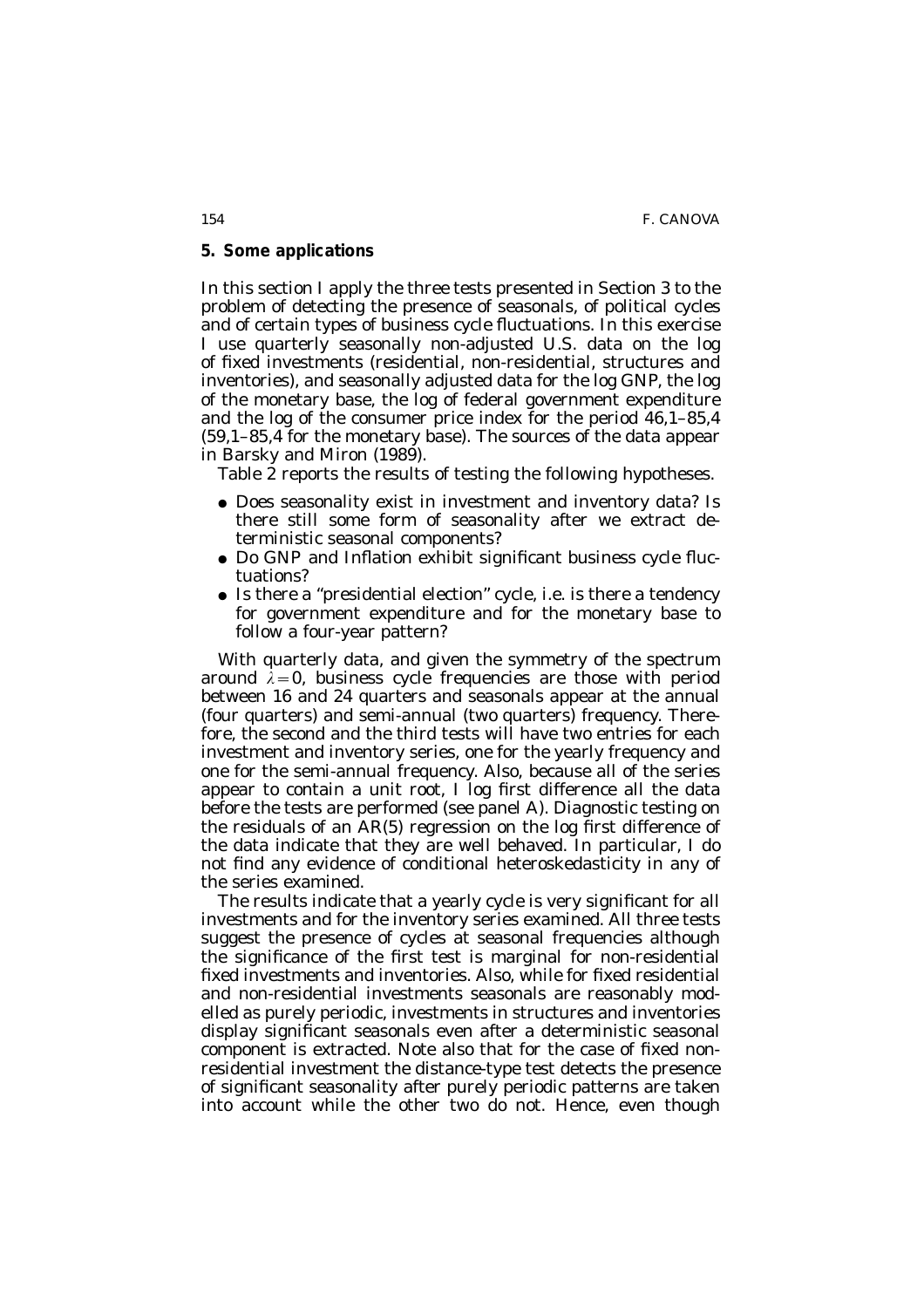## 5. Some applications

In this section I apply the three tests presented in Section 3 to the problem of detecting the presence of seasonals, of political cycles and of certain types of business cycle fluctuations. In this exercise I use quarterly seasonally non-adjusted U.S. data on the log of fixed investments (residential, non-residential, structures and inventories), and seasonally adjusted data for the log GNP, the log of the monetary base, the log of federal government expenditure and the log of the consumer price index for the period 46,1–85,4 (59,1–85,4 for the monetary base). The sources of the data appear in Barsky and Miron (1989).

Table 2 reports the results of testing the following hypotheses.

- Does seasonality exist in investment and inventory data? Is there still some form of seasonality after we extract deterministic seasonal components?
- Do GNP and Inflation exhibit significant business cycle fluctuations?
- Is there a "presidential election" cycle, i.e. is there a tendency for government expenditure and for the monetary base to follow a four-year pattern?

With quarterly data, and given the symmetry of the spectrum around $\lambda = 0$, business cycle frequencies are those with period between 16 and 24 quarters and seasonals appear at the annual (four quarters) and semi-annual (two quarters) frequency. Therefore, the second and the third tests will have two entries for each investment and inventory series, one for the yearly frequency and one for the semi-annual frequency. Also, because all of the series appear to contain a unit root, I log first difference all the data before the tests are performed (see panel A). Diagnostic testing on the residuals of an AR(5) regression on the log first difference of the data indicate that they are well behaved. In particular, I do not find any evidence of conditional heteroskedasticity in any of the series examined.

The results indicate that a yearly cycle is very significant for all investments and for the inventory series examined. All three tests suggest the presence of cycles at seasonal frequencies although the significance of the first test is marginal for non-residential fixed investments and inventories. Also, while for fixed residential and non-residential investments seasonals are reasonably modelled as purely periodic, investments in structures and inventories display significant seasonals even after a deterministic seasonal component is extracted. Note also that for the case of fixed non-residential investment the distance-type test detects the presence of significant seasonality after purely periodic patterns are taken into account while the other two do not. Hence, even though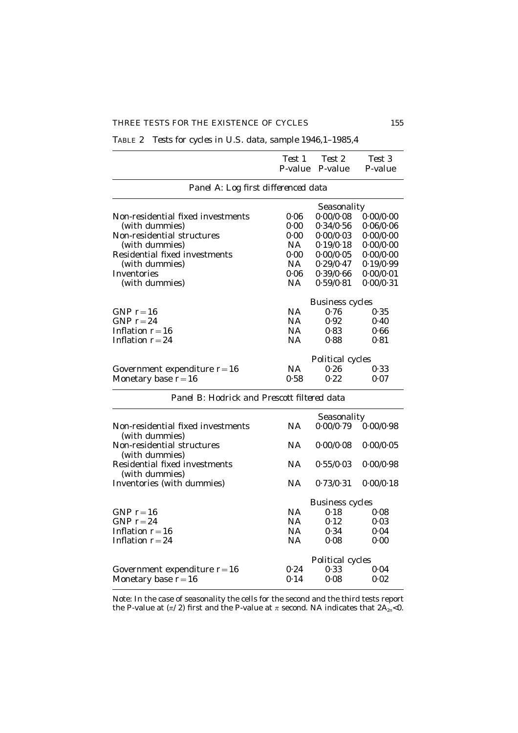TABLE 2 *Tests for cycles in U.S. data, sample 1946,1–1985,4*

| | Test 1 P-value | Test 2 P-value | Test 3 P-value |
|---|---|---|---|
| *Panel A: Log first differenced data* | | | |
| | | *Seasonality* | |
| Non-residential fixed investments | 0·06 | 0·00/0·08 | 0·00/0·00 |
| (with dummies) | 0·00 | 0·34/0·56 | 0·06/0·06 |
| Non-residential structures | 0·00 | 0·00/0·03 | 0·00/0·00 |
| (with dummies) | NA | 0·19/0·18 | 0·00/0·00 |
| Residential fixed investments | 0·00 | 0·00/0·05 | 0·00/0·00 |
| (with dummies) | NA | 0·29/0·47 | 0·19/0·99 |
| Inventories | 0·06 | 0·39/0·66 | 0·00/0·01 |
| (with dummies) | NA | 0·59/0·81 | 0·00/0·31 |
| | | *Business cycles* | |
| GNP $r = 16$ | NA | 0·76 | 0·35 |
| GNP $r = 24$ | NA | 0·92 | 0·40 |
| Inflation $r = 16$ | NA | 0·83 | 0·66 |
| Inflation $r = 24$ | NA | 0·88 | 0·81 |
| | | *Political cycles* | |
| Government expenditure $r = 16$ | NA | 0·26 | 0·33 |
| Monetary base $r = 16$ | 0·58 | 0·22 | 0·07 |
| *Panel B: Hodrick and Prescott filtered data* | | | |
| | | *Seasonality* | |
| Non-residential fixed investments (with dummies) | NA | 0·00/0·79 | 0·00/0·98 |
| Non-residential structures (with dummies) | NA | 0·00/0·08 | 0·00/0·05 |
| Residential fixed investments (with dummies) | NA | 0·55/0·03 | 0·00/0·98 |
| Inventories (with dummies) | NA | 0·73/0·31 | 0·00/0·18 |
| | | *Business cycles* | |
| GNP $r = 16$ | NA | 0·18 | 0·08 |
| GNP $r = 24$ | NA | 0·12 | 0·03 |
| Inflation $r = 16$ | NA | 0·34 | 0·04 |
| Inflation $r = 24$ | NA | 0·08 | 0·00 |
| | | *Political cycles* | |
| Government expenditure $r = 16$ | 0·24 | 0·33 | 0·04 |
| Monetary base $r = 16$ | 0·14 | 0·08 | 0·02 |

Note: In the case of seasonality the cells for the second and the third tests report the P-value at $(\pi/2)$ first and the P-value at $\pi$ second. NA indicates that $2A_{2n}<0$.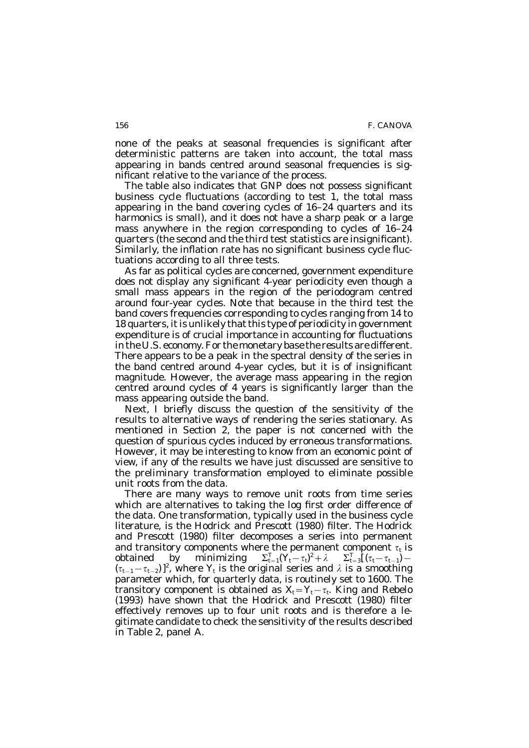none of the peaks at seasonal frequencies is significant after deterministic patterns are taken into account, the total mass appearing in bands centred around seasonal frequencies is significant relative to the variance of the process.

The table also indicates that GNP does not possess significant business cycle fluctuations (according to test 1, the total mass appearing in the band covering cycles of 16–24 quarters and its harmonics is small), and it does not have a sharp peak or a large mass anywhere in the region corresponding to cycles of 16–24 quarters (the second and the third test statistics are insignificant). Similarly, the inflation rate has no significant business cycle fluctuations according to all three tests.

As far as political cycles are concerned, government expenditure does not display any significant 4-year periodicity even though a small mass appears in the region of the periodogram centred around four-year cycles. Note that because in the third test the band covers frequencies corresponding to cycles ranging from 14 to 18 quarters, it is unlikely that this type of periodicity in government expenditure is of crucial importance in accounting for fluctuations in the U.S. economy. For the monetary base the results are different. There appears to be a peak in the spectral density of the series in the band centred around 4-year cycles, but it is of insignificant magnitude. However, the average mass appearing in the region centred around cycles of 4 years is significantly larger than the mass appearing outside the band.

Next, I briefly discuss the question of the sensitivity of the results to alternative ways of rendering the series stationary. As mentioned in Section 2, the paper is not concerned with the question of spurious cycles induced by erroneous transformations. However, it may be interesting to know from an economic point of view, if any of the results we have just discussed are sensitive to the preliminary transformation employed to eliminate possible unit roots from the data.

There are many ways to remove unit roots from time series which are alternatives to taking the log first order difference of the data. One transformation, typically used in the business cycle literature, is the Hodrick and Prescott (1980) filter. The Hodrick and Prescott (1980) filter decomposes a series into permanent and transitory components where the permanent component $\tau_t$ is obtained by minimizing $\Sigma_{t=1}^{T}(Y_t - \tau_t)^2 + \lambda \quad \Sigma_{t=3}^{T}[(\tau_t - \tau_{t-1}) - (\tau_{t-1} - \tau_{t-2})]^2$, where $Y_t$ is the original series and $\lambda$ is a smoothing parameter which, for quarterly data, is routinely set to 1600. The transitory component is obtained as $X_t = Y_t - \tau_t$. King and Rebelo (1993) have shown that the Hodrick and Prescott (1980) filter effectively removes up to four unit roots and is therefore a legitimate candidate to check the sensitivity of the results described in Table 2, panel A.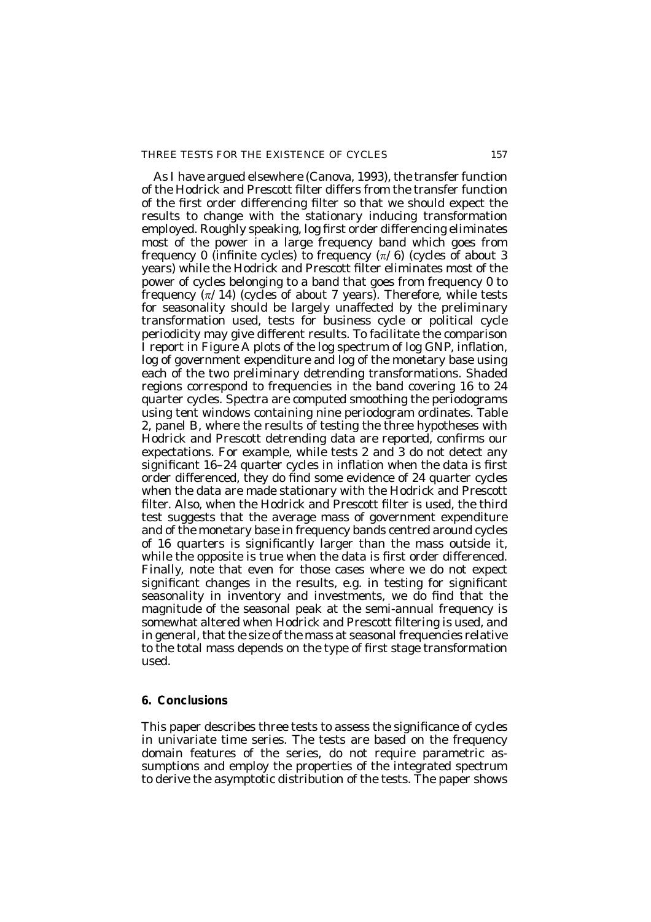As I have argued elsewhere (Canova, 1993), the transfer function of the Hodrick and Prescott filter differs from the transfer function of the first order differencing filter so that we should expect the results to change with the stationary inducing transformation employed. Roughly speaking, log first order differencing eliminates most of the power in a large frequency band which goes from frequency 0 (infinite cycles) to frequency $(\pi/6)$ (cycles of about 3 years) while the Hodrick and Prescott filter eliminates most of the power of cycles belonging to a band that goes from frequency 0 to frequency $(\pi/14)$ (cycles of about 7 years). Therefore, while tests for seasonality should be largely unaffected by the preliminary transformation used, tests for business cycle or political cycle periodicity may give different results. To facilitate the comparison I report in Figure A plots of the log spectrum of log GNP, inflation, log of government expenditure and log of the monetary base using each of the two preliminary detrending transformations. Shaded regions correspond to frequencies in the band covering 16 to 24 quarter cycles. Spectra are computed smoothing the periodograms using tent windows containing nine periodogram ordinates. Table 2, panel B, where the results of testing the three hypotheses with Hodrick and Prescott detrending data are reported, confirms our expectations. For example, while tests 2 and 3 do not detect any significant 16–24 quarter cycles in inflation when the data is first order differenced, they do find some evidence of 24 quarter cycles when the data are made stationary with the Hodrick and Prescott filter. Also, when the Hodrick and Prescott filter is used, the third test suggests that the average mass of government expenditure and of the monetary base in frequency bands centred around cycles of 16 quarters is significantly larger than the mass outside it, while the opposite is true when the data is first order differenced. Finally, note that even for those cases where we do not expect significant changes in the results, e.g. in testing for significant seasonality in inventory and investments, we do find that the magnitude of the seasonal peak at the semi-annual frequency is somewhat altered when Hodrick and Prescott filtering is used, and in general, that the size of the mass at seasonal frequencies relative to the total mass depends on the type of first stage transformation used.

## 6. Conclusions

This paper describes three tests to assess the significance of cycles in univariate time series. The tests are based on the frequency domain features of the series, do not require parametric assumptions and employ the properties of the integrated spectrum to derive the asymptotic distribution of the tests. The paper shows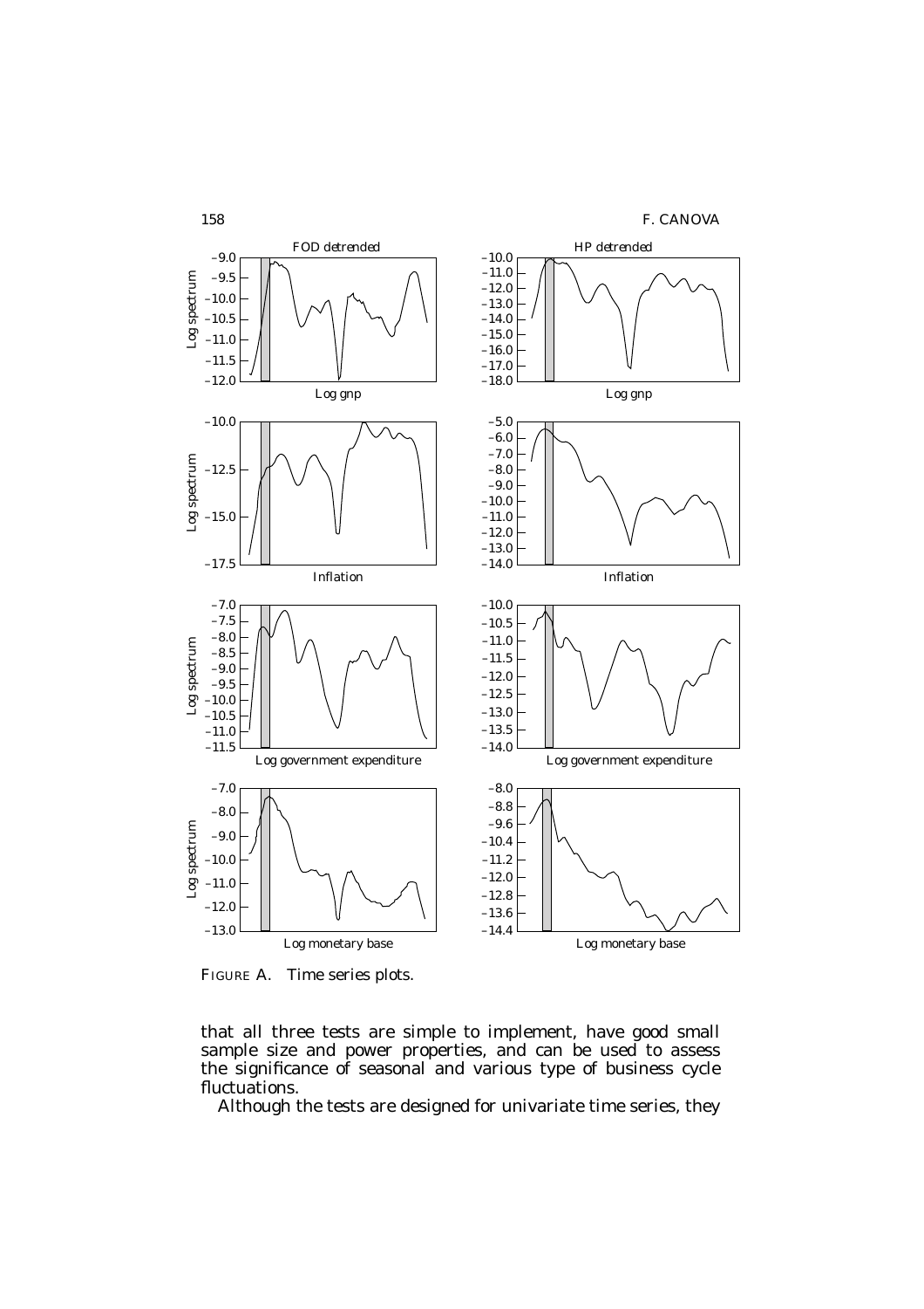FIGURE A. Time series plots.

that all three tests are simple to implement, have good small sample size and power properties, and can be used to assess the significance of seasonal and various type of business cycle fluctuations.

Although the tests are designed for univariate time series, they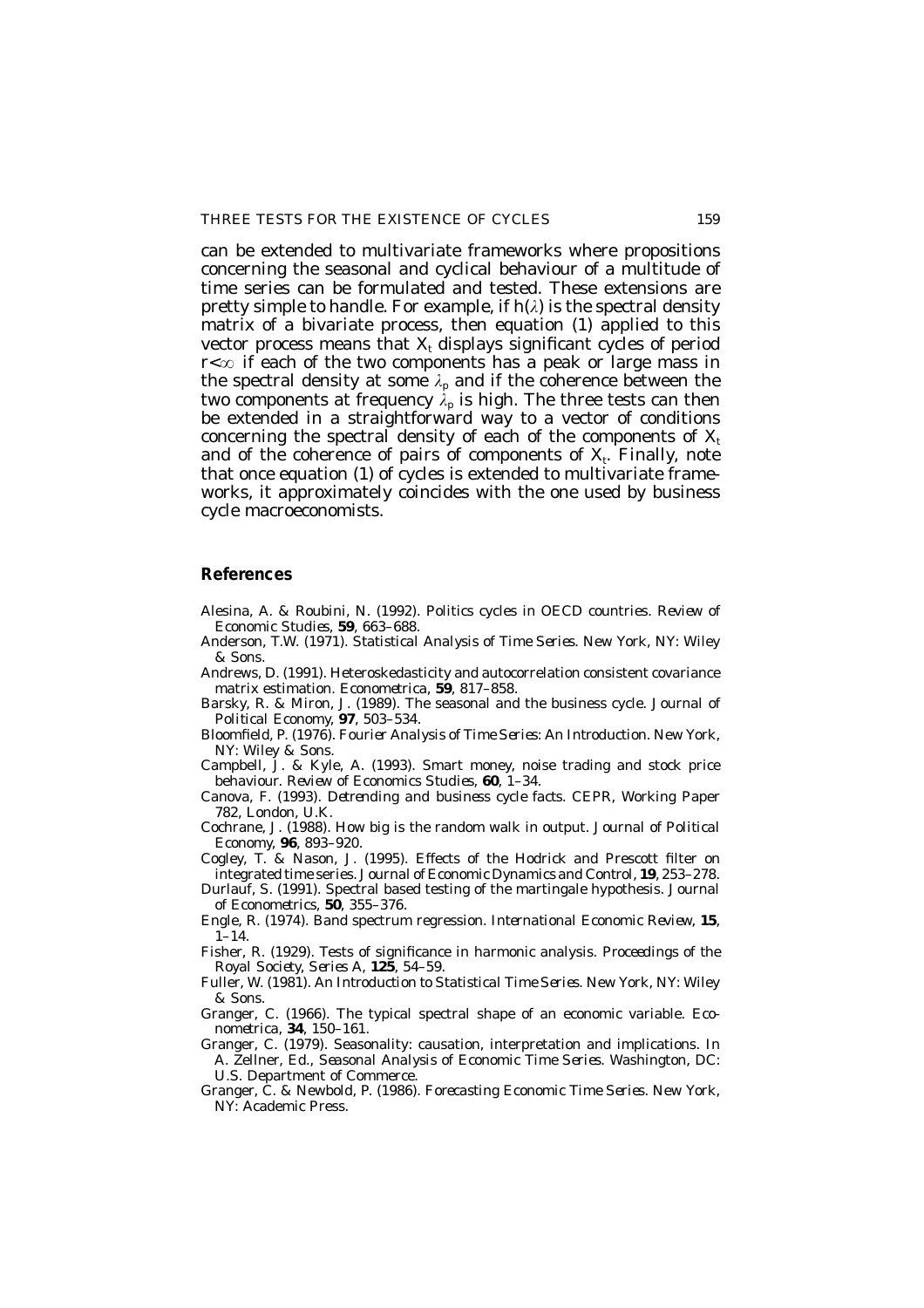can be extended to multivariate frameworks where propositions concerning the seasonal and cyclical behaviour of a multitude of time series can be formulated and tested. These extensions are pretty simple to handle. For example, if $h(\lambda)$ is the spectral density matrix of a bivariate process, then equation (1) applied to this vector process means that $X_t$ displays significant cycles of period $r<\infty$ if each of the two components has a peak or large mass in the spectral density at some $\lambda_p$ and if the coherence between the two components at frequency $\lambda_p$ is high. The three tests can then be extended in a straightforward way to a vector of conditions concerning the spectral density of each of the components of $X_t$ and of the coherence of pairs of components of $X_t$. Finally, note that once equation (1) of cycles is extended to multivariate frameworks, it approximately coincides with the one used by business cycle macroeconomists.

## References

Alesina, A. & Roubini, N. (1992). Politics cycles in OECD countries. *Review of Economic Studies*, **59**, 663–688.

Anderson, T.W. (1971). *Statistical Analysis of Time Series*. New York, NY: Wiley & Sons.

Andrews, D. (1991). Heteroskedasticity and autocorrelation consistent covariance matrix estimation. *Econometrica*, **59**, 817–858.

Barsky, R. & Miron, J. (1989). The seasonal and the business cycle. *Journal of Political Economy*, **97**, 503–534.

Bloomfield, P. (1976). *Fourier Analysis of Time Series: An Introduction*. New York, NY: Wiley & Sons.

Campbell, J. & Kyle, A. (1993). Smart money, noise trading and stock price behaviour. *Review of Economics Studies*, **60**, 1–34.

Canova, F. (1993). *Detrending and business cycle facts*. CEPR, Working Paper 782, London, U.K.

Cochrane, J. (1988). How big is the random walk in output. *Journal of Political Economy*, **96**, 893–920.

Cogley, T. & Nason, J. (1995). Effects of the Hodrick and Prescott filter on integrated time series. *Journal of Economic Dynamics and Control*, **19**, 253–278.

Durlauf, S. (1991). Spectral based testing of the martingale hypothesis. *Journal of Econometrics*, **50**, 355–376.

Engle, R. (1974). Band spectrum regression. *International Economic Review*, **15**, 1–14.

Fisher, R. (1929). Tests of significance in harmonic analysis. *Proceedings of the Royal Society, Series A*, **125**, 54–59.

Fuller, W. (1981). *An Introduction to Statistical Time Series*. New York, NY: Wiley & Sons.

Granger, C. (1966). The typical spectral shape of an economic variable. *Econometrica*, **34**, 150–161.

Granger, C. (1979). Seasonality: causation, interpretation and implications. In A. Zellner, Ed., *Seasonal Analysis of Economic Time Series*. Washington, DC: U.S. Department of Commerce.

Granger, C. & Newbold, P. (1986). *Forecasting Economic Time Series*. New York, NY: Academic Press.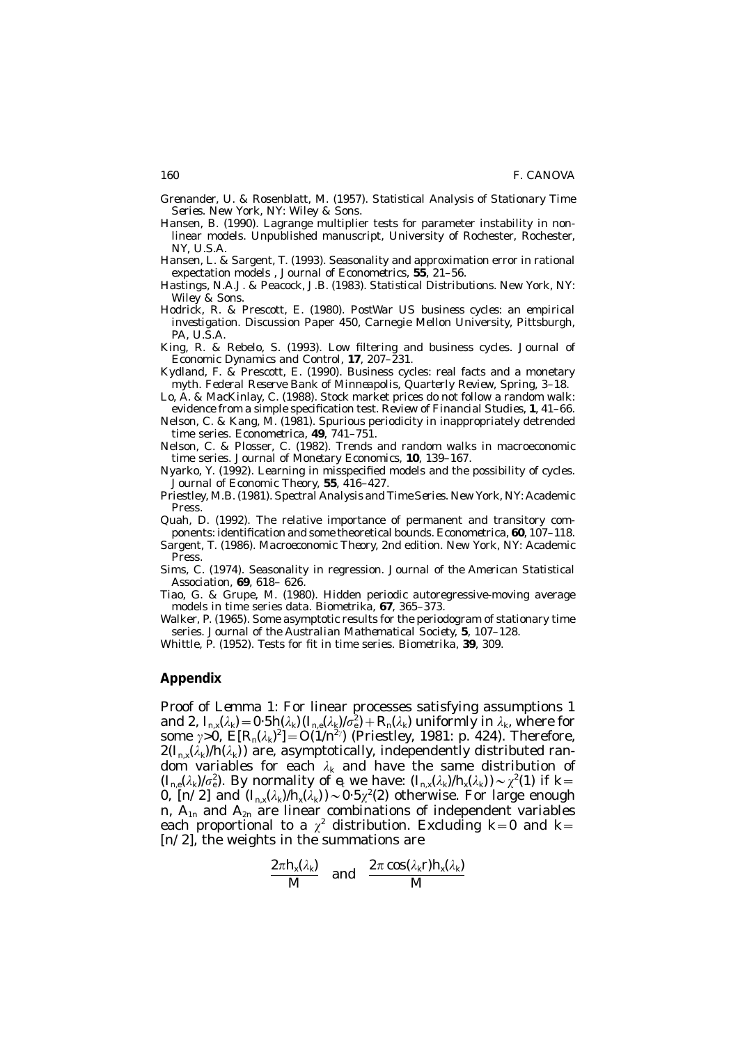Grenander, U. & Rosenblatt, M. (1957). *Statistical Analysis of Stationary Time Series*. New York, NY: Wiley & Sons.

Hansen, B. (1990). Lagrange multiplier tests for parameter instability in non-linear models. Unpublished manuscript, University of Rochester, Rochester, NY, U.S.A.

Hansen, L. & Sargent, T. (1993). Seasonality and approximation error in rational expectation models , *Journal of Econometrics*, **55**, 21–56.

Hastings, N.A.J. & Peacock, J.B. (1983). *Statistical Distributions*. New York, NY: Wiley & Sons.

Hodrick, R. & Prescott, E. (1980). *PostWar US business cycles: an empirical investigation*. Discussion Paper 450, Carnegie Mellon University, Pittsburgh, PA, U.S.A.

King, R. & Rebelo, S. (1993). Low filtering and business cycles. *Journal of Economic Dynamics and Control*, **17**, 207–231.

Kydland, F. & Prescott, E. (1990). Business cycles: real facts and a monetary myth. *Federal Reserve Bank of Minneapolis, Quarterly Review*, Spring, 3–18.

Lo, A. & MacKinlay, C. (1988). Stock market prices do not follow a random walk: evidence from a simple specification test. *Review of Financial Studies*, **1**, 41–66.

Nelson, C. & Kang, M. (1981). Spurious periodicity in inappropriately detrended time series. *Econometrica*, **49**, 741–751.

Nelson, C. & Plosser, C. (1982). Trends and random walks in macroeconomic time series. *Journal of Monetary Economics*, **10**, 139–167.

Nyarko, Y. (1992). Learning in misspecified models and the possibility of cycles. *Journal of Economic Theory*, **55**, 416–427.

Priestley, M.B. (1981). *Spectral Analysis and Time Series*. New York, NY: Academic Press.

Quah, D. (1992). The relative importance of permanent and transitory components: identification and some theoretical bounds. *Econometrica*, **60**, 107–118.

Sargent, T. (1986). *Macroeconomic Theory*, 2nd edition. New York, NY: Academic Press.

Sims, C. (1974). Seasonality in regression. *Journal of the American Statistical Association*, **69**, 618– 626.

Tiao, G. & Grupe, M. (1980). Hidden periodic autoregressive-moving average models in time series data. *Biometrika*, **67**, 365–373.

Walker, P. (1965). Some asymptotic results for the periodogram of stationary time series. *Journal of the Australian Mathematical Society*, **5**, 107–128.

Whittle, P. (1952). Tests for fit in time series. *Biometrika*, **39**, 309.

## Appendix

*Proof of Lemma 1*: For linear processes satisfying assumptions 1 and 2, $I_{n,x}(\lambda_k) = 0{\cdot}5h(\lambda_k)(I_{n,e}(\lambda_k)/\sigma_e^2) + R_n(\lambda_k)$ uniformly in $\lambda_k$, where for some $\gamma > 0$, $E[R_n(\lambda_k)^2] = O(1/n^{2\gamma})$ (Priestley, 1981: p. 424). Therefore, $2(I_{n,x}(\lambda_k)/h(\lambda_k))$ are, asymptotically, independently distributed random variables for each $\lambda_k$ and have the same distribution of $(I_{n,e}(\lambda_k)/\sigma_e^2)$. By normality of $e_t$ we have: $(I_{n,x}(\lambda_k)/h_x(\lambda_k)) \sim \chi^2(1)$ if $k = 0$, $[n/2]$ and $(I_{n,x}(\lambda_k)/h_x(\lambda_k)) \sim 0{\cdot}5\chi^2(2)$ otherwise. For large enough $n$, $A_{1n}$ and $A_{2n}$ are linear combinations of independent variables each proportional to a $\chi^2$ distribution. Excluding $k = 0$ and $k = [n/2]$, the weights in the summations are

$$\frac{2\pi h_x(\lambda_k)}{M} \quad \text{and} \quad \frac{2\pi \cos(\lambda_k r) h_x(\lambda_k)}{M}$$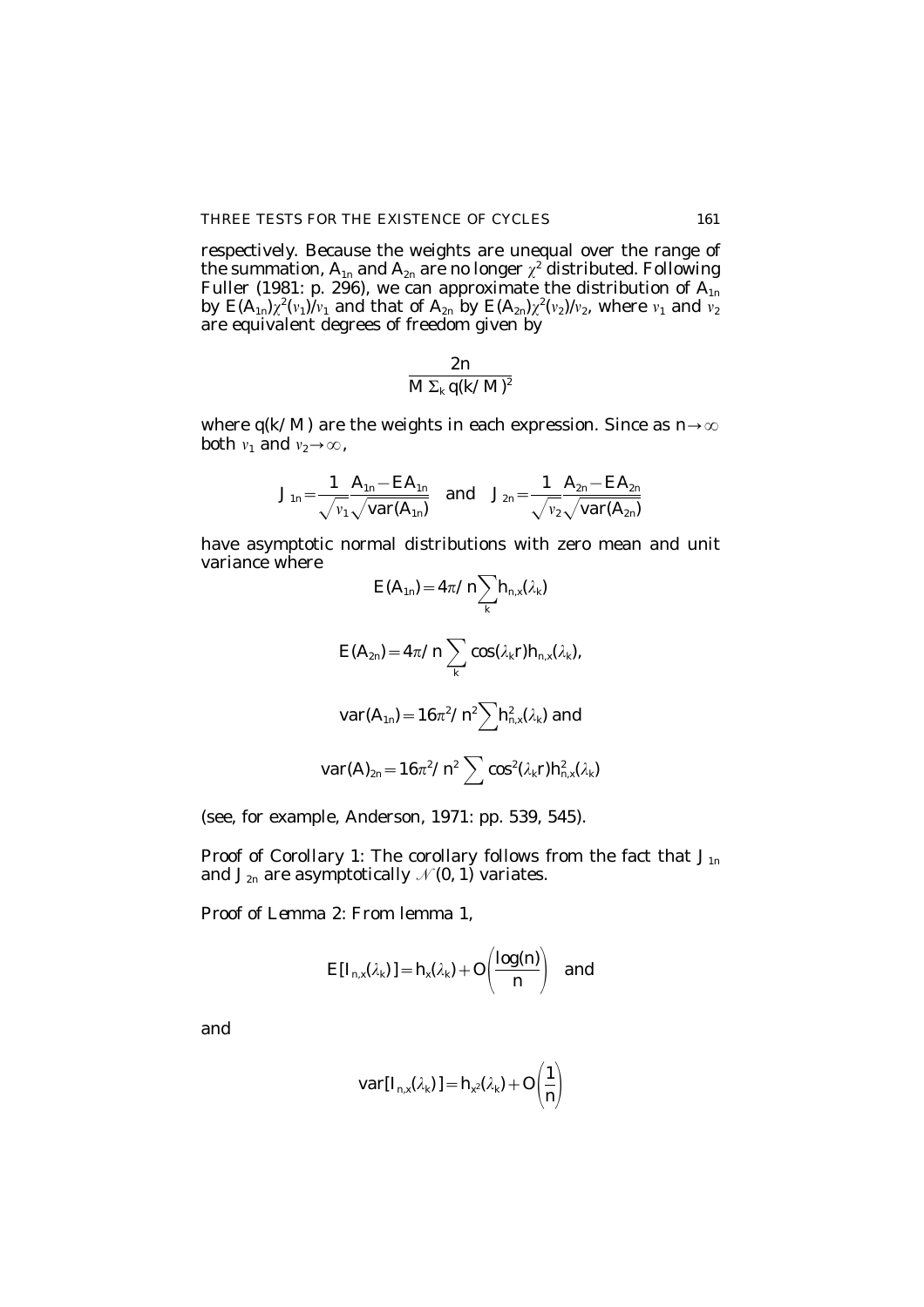respectively. Because the weights are unequal over the range of the summation, $A_{1n}$ and $A_{2n}$ are no longer $\chi^2$ distributed. Following Fuller (1981: p. 296), we can approximate the distribution of $A_{1n}$ by $E(A_{1n})\chi^2(v_1)/v_1$ and that of $A_{2n}$ by $E(A_{2n})\chi^2(v_2)/v_2$, where $v_1$ and $v_2$ are equivalent degrees of freedom given by

$$\frac{2n}{M\,\Sigma_k\, q(k/M)^2}$$

where $q(k/M)$ are the weights in each expression. Since as $n \to \infty$ both $v_1$ and $v_2 \to \infty$,

$$J_{1n} = \frac{1}{\sqrt{v_1}} \frac{A_{1n} - EA_{1n}}{\sqrt{\mathrm{var}(A_{1n})}} \quad \text{and} \quad J_{2n} = \frac{1}{\sqrt{v_2}} \frac{A_{2n} - EA_{2n}}{\sqrt{\mathrm{var}(A_{2n})}}$$

have asymptotic normal distributions with zero mean and unit variance where

$$E(A_{1n}) = 4\pi/n \sum_k h_{n,x}(\lambda_k)$$

$$E(A_{2n}) = 4\pi/n \sum_k \cos(\lambda_k r) h_{n,x}(\lambda_k),$$

$$\mathrm{var}(A_{1n}) = 16\pi^2/n^2 \sum h^2_{n,x}(\lambda_k) \text{ and}$$

$$\mathrm{var}(A)_{2n} = 16\pi^2/n^2 \sum \cos^2(\lambda_k r) h^2_{n,x}(\lambda_k)$$

(see, for example, Anderson, 1971: pp. 539, 545).

*Proof of Corollary 1*: The corollary follows from the fact that $J_{1n}$ and $J_{2n}$ are asymptotically $\mathcal{N}(0, 1)$ variates.

*Proof of Lemma 2*: From lemma 1,

$$E[I_{n,x}(\lambda_k)] = h_x(\lambda_k) + O\left(\frac{\log(n)}{n}\right) \quad \text{and}$$

and

$$\mathrm{var}[I_{n,x}(\lambda_k)] = h_{x^2}(\lambda_k) + O\left(\frac{1}{n}\right)$$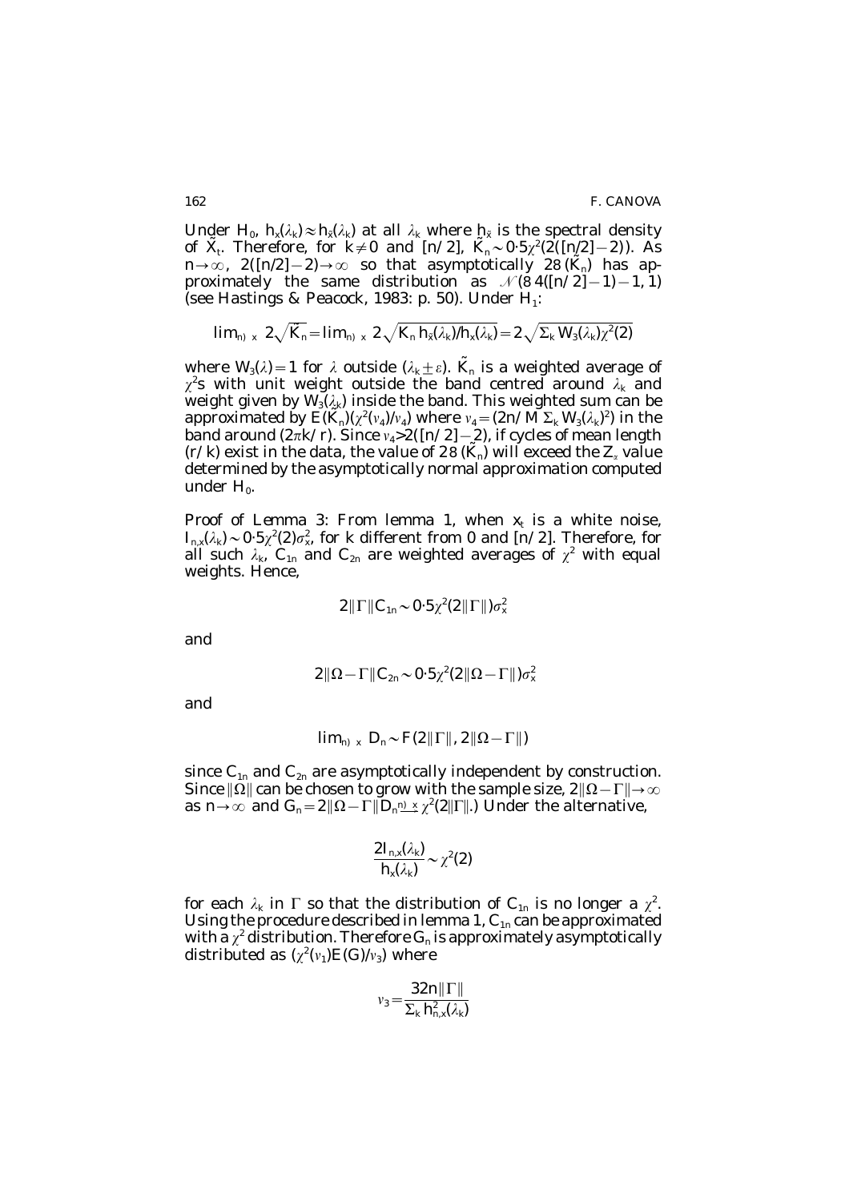Under $H_0$, $h_x(\lambda_k) \approx h_{\tilde{x}}(\lambda_k)$ at all $\lambda_k$ where $h_{\tilde{x}}$ is the spectral density of $\tilde{X}_t$. Therefore, for $k \neq 0$ and $[n/2]$, $\tilde{K}_n \sim 0{\cdot}5\chi^2(2([n/2]-2))$. As $n \to \infty$, $2([n/2]-2) \to \infty$ so that asymptotically $2\vartheta(\tilde{K}_n)$ has approximately the same distribution as $\mathcal{N}(\vartheta\, 4([n/2]-1)-1, 1)$ (see Hastings & Peacock, 1983: p. 50). Under $H_1$:

$$\lim_{n \to \infty} 2\sqrt{\tilde{K}_n} = \lim_{n \to \infty} 2\sqrt{K_n\, h_{\tilde{x}}(\lambda_k)/h_x(\lambda_k)} = 2\sqrt{\Sigma_k W_3(\lambda_k)\chi^2(2)}$$

where $W_3(\lambda) = 1$ for $\lambda$ outside $(\lambda_k \pm \varepsilon)$. $\tilde{K}_n$ is a weighted average of $\chi^2$s with unit weight outside the band centred around $\lambda_k$ and weight given by $W_3(\lambda_k)$ inside the band. This weighted sum can be approximated by $E(\tilde{K}_n)(\chi^2(v_4)/v_4)$ where $v_4 = (2n/M\, \Sigma_k W_3(\lambda_k)^2)$ in the band around $(2\pi k/r)$. Since $v_4 > 2([n/2]-2)$, if cycles of mean length $(r/k)$ exist in the data, the value of $2\vartheta(\tilde{K}_n)$ will exceed the $Z_\alpha$ value determined by the asymptotically normal approximation computed under $H_0$.

*Proof of Lemma 3*: From lemma 1, when $x_t$ is a white noise, $I_{n,x}(\lambda_k) \sim 0{\cdot}5\chi^2(2)\sigma_x^2$, for $k$ different from 0 and $[n/2]$. Therefore, for all such $\lambda_k$, $C_{1n}$ and $C_{2n}$ are weighted averages of $\chi^2$ with equal weights. Hence,

$$2\|\Gamma\|C_{1n} \sim 0{\cdot}5\chi^2(2\|\Gamma\|)\sigma_x^2$$

and

$$2\|\Omega-\Gamma\|C_{2n} \sim 0{\cdot}5\chi^2(2\|\Omega-\Gamma\|)\sigma_x^2$$

and

$$\lim_{n \to \infty} D_n \sim F(2\|\Gamma\|, 2\|\Omega-\Gamma\|)$$

since $C_{1n}$ and $C_{2n}$ are asymptotically independent by construction. Since $\|\Omega\|$ can be chosen to grow with the sample size, $2\|\Omega-\Gamma\| \to \infty$ as $n \to \infty$ and $G_n = 2\|\Omega-\Gamma\|D_n \xrightarrow{n \to \infty} \chi^2(2\|\Gamma\|.)$ Under the alternative,

$$\frac{2I_{n,x}(\lambda_k)}{h_x(\lambda_k)} \sim \chi^2(2)$$

for each $\lambda_k$ in $\Gamma$ so that the distribution of $C_{1n}$ is no longer a $\chi^2$. Using the procedure described in lemma 1, $C_{1n}$ can be approximated with a $\chi^2$ distribution. Therefore $G_n$ is approximately asymptotically distributed as $(\chi^2(v_1)E(G)/v_3)$ where

$$v_3 = \frac{32n\|\Gamma\|}{\Sigma_k h_{n,x}^2(\lambda_k)}$$